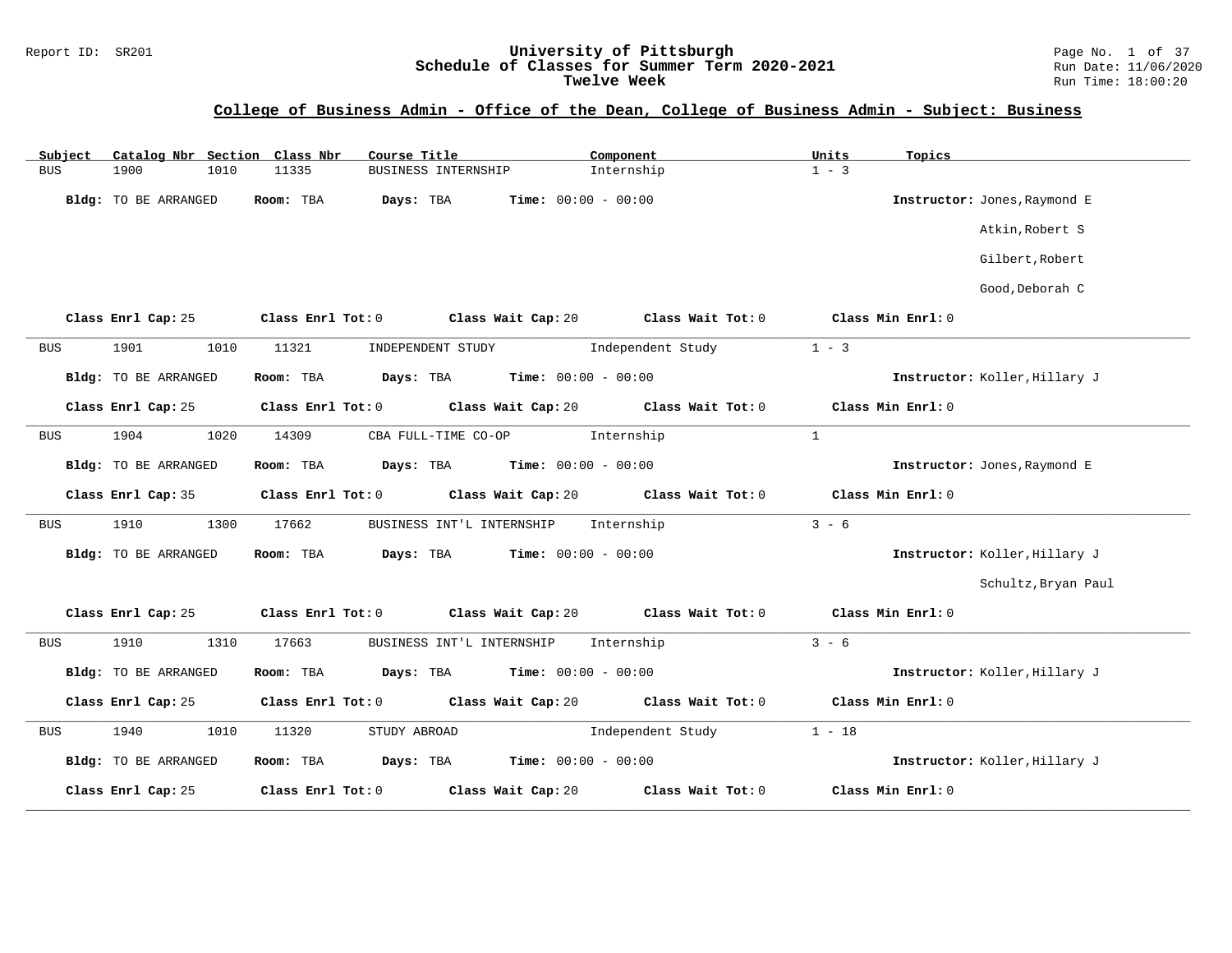# University of Pittsburgh
## Schedule of Classes for Summer Term 2020-2021
### Twelve Week

Report ID: SR201

Run Date: 11/06/2020
Run Time: 18:00:20

## College of Business Admin - Office of the Dean, College of Business Admin - Subject: Business

| Subject | Catalog Nbr | Section | Class Nbr | Course Title | Component | Units | Topics |
|---|---|---|---|---|---|---|---|
| BUS | 1900 | 1010 | 11335 | BUSINESS INTERNSHIP | Internship | 1 - 3 | |

**Bldg:** TO BE ARRANGED **Room:** TBA **Days:** TBA **Time:** 00:00 - 00:00 **Instructor:** Jones,Raymond E; Atkin,Robert S; Gilbert,Robert; Good,Deborah C

**Class Enrl Cap:** 25 **Class Enrl Tot:** 0 **Class Wait Cap:** 20 **Class Wait Tot:** 0 **Class Min Enrl:** 0

---

| Subject | Catalog Nbr | Section | Class Nbr | Course Title | Component | Units | Topics |
|---|---|---|---|---|---|---|---|
| BUS | 1901 | 1010 | 11321 | INDEPENDENT STUDY | Independent Study | 1 - 3 | |

**Bldg:** TO BE ARRANGED **Room:** TBA **Days:** TBA **Time:** 00:00 - 00:00 **Instructor:** Koller,Hillary J

**Class Enrl Cap:** 25 **Class Enrl Tot:** 0 **Class Wait Cap:** 20 **Class Wait Tot:** 0 **Class Min Enrl:** 0

---

| Subject | Catalog Nbr | Section | Class Nbr | Course Title | Component | Units | Topics |
|---|---|---|---|---|---|---|---|
| BUS | 1904 | 1020 | 14309 | CBA FULL-TIME CO-OP | Internship | 1 | |

**Bldg:** TO BE ARRANGED **Room:** TBA **Days:** TBA **Time:** 00:00 - 00:00 **Instructor:** Jones,Raymond E

**Class Enrl Cap:** 35 **Class Enrl Tot:** 0 **Class Wait Cap:** 20 **Class Wait Tot:** 0 **Class Min Enrl:** 0

---

| Subject | Catalog Nbr | Section | Class Nbr | Course Title | Component | Units | Topics |
|---|---|---|---|---|---|---|---|
| BUS | 1910 | 1300 | 17662 | BUSINESS INT'L INTERNSHIP | Internship | 3 - 6 | |

**Bldg:** TO BE ARRANGED **Room:** TBA **Days:** TBA **Time:** 00:00 - 00:00 **Instructor:** Koller,Hillary J; Schultz,Bryan Paul

**Class Enrl Cap:** 25 **Class Enrl Tot:** 0 **Class Wait Cap:** 20 **Class Wait Tot:** 0 **Class Min Enrl:** 0

---

| Subject | Catalog Nbr | Section | Class Nbr | Course Title | Component | Units | Topics |
|---|---|---|---|---|---|---|---|
| BUS | 1910 | 1310 | 17663 | BUSINESS INT'L INTERNSHIP | Internship | 3 - 6 | |

**Bldg:** TO BE ARRANGED **Room:** TBA **Days:** TBA **Time:** 00:00 - 00:00 **Instructor:** Koller,Hillary J

**Class Enrl Cap:** 25 **Class Enrl Tot:** 0 **Class Wait Cap:** 20 **Class Wait Tot:** 0 **Class Min Enrl:** 0

---

| Subject | Catalog Nbr | Section | Class Nbr | Course Title | Component | Units | Topics |
|---|---|---|---|---|---|---|---|
| BUS | 1940 | 1010 | 11320 | STUDY ABROAD | Independent Study | 1 - 18 | |

**Bldg:** TO BE ARRANGED **Room:** TBA **Days:** TBA **Time:** 00:00 - 00:00 **Instructor:** Koller,Hillary J

**Class Enrl Cap:** 25 **Class Enrl Tot:** 0 **Class Wait Cap:** 20 **Class Wait Tot:** 0 **Class Min Enrl:** 0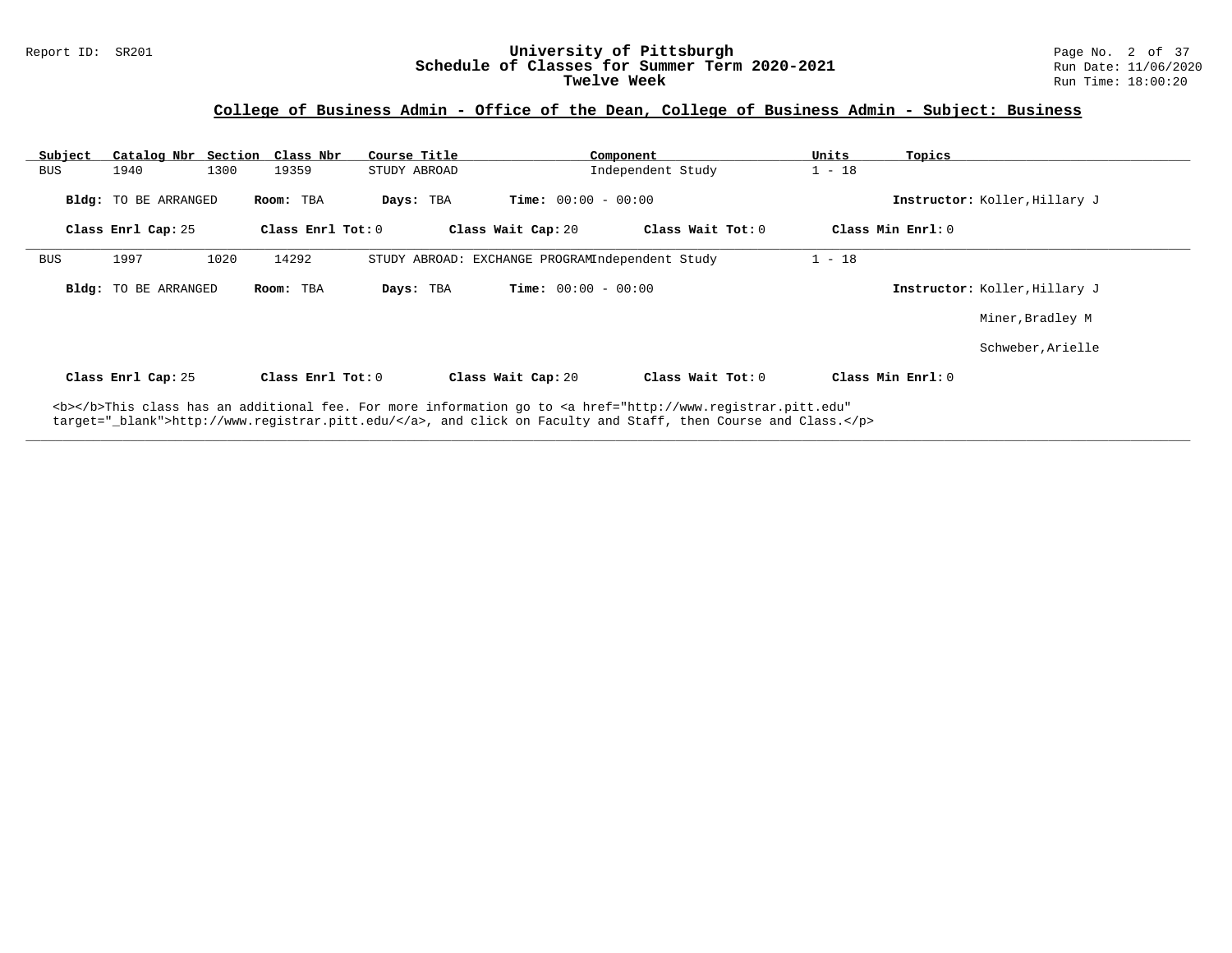Report ID: SR201

# University of Pittsburgh
## Schedule of Classes for Summer Term 2020-2021
### Twelve Week

Run Date: 11/06/2020
Run Time: 18:00:20

## College of Business Admin - Office of the Dean, College of Business Admin - Subject: Business

| Subject | Catalog Nbr | Section | Class Nbr | Course Title | Component | Units | Topics |
|---|---|---|---|---|---|---|---|
| BUS | 1940 | 1300 | 19359 | STUDY ABROAD | Independent Study | 1 - 18 | |

**Bldg:** TO BE ARRANGED **Room:** TBA **Days:** TBA **Time:** 00:00 - 00:00 **Instructor:** Koller,Hillary J

**Class Enrl Cap:** 25 **Class Enrl Tot:** 0 **Class Wait Cap:** 20 **Class Wait Tot:** 0 **Class Min Enrl:** 0

---

| Subject | Catalog Nbr | Section | Class Nbr | Course Title | Component | Units | Topics |
|---|---|---|---|---|---|---|---|
| BUS | 1997 | 1020 | 14292 | STUDY ABROAD: EXCHANGE PROGRAM | Independent Study | 1 - 18 | |

**Bldg:** TO BE ARRANGED **Room:** TBA **Days:** TBA **Time:** 00:00 - 00:00 **Instructor:** Koller,Hillary J

Miner,Bradley M

Schweber,Arielle

**Class Enrl Cap:** 25 **Class Enrl Tot:** 0 **Class Wait Cap:** 20 **Class Wait Tot:** 0 **Class Min Enrl:** 0

<b></b>This class has an additional fee. For more information go to <a href="http://www.registrar.pitt.edu" target="_blank">http://www.registrar.pitt.edu/</a>, and click on Faculty and Staff, then Course and Class.</p>

---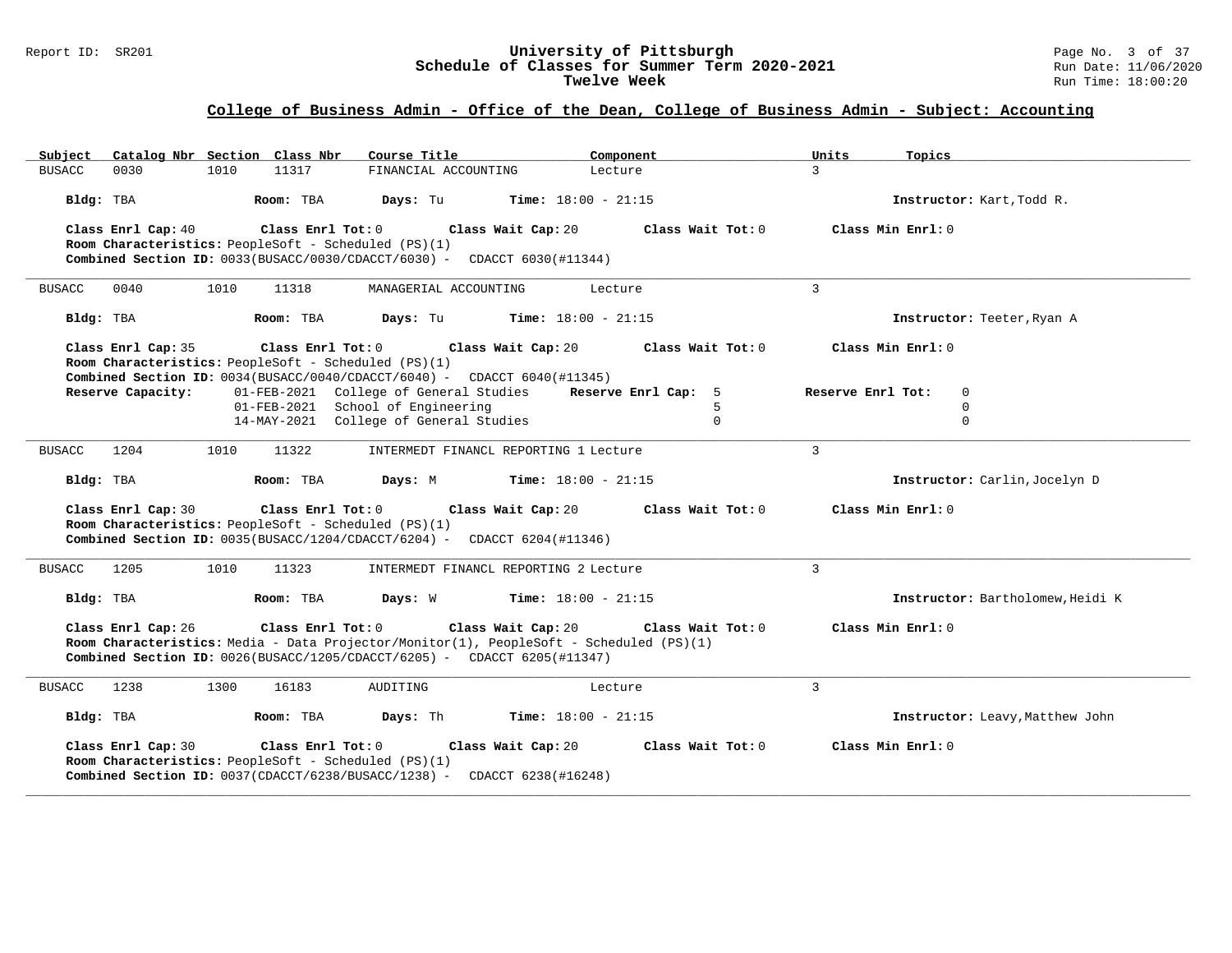## College of Business Admin - Office of the Dean, College of Business Admin - Subject: Accounting

| Subject | Catalog Nbr | Section | Class Nbr | Course Title | Component | Units | Topics |
|---|---|---|---|---|---|---|---|
| BUSACC | 0030 | 1010 | 11317 | FINANCIAL ACCOUNTING | Lecture | 3 | |

**Bldg:** TBA **Room:** TBA **Days:** Tu **Time:** 18:00 - 21:15 **Instructor:** Kart,Todd R.

**Class Enrl Cap:** 40 **Class Enrl Tot:** 0 **Class Wait Cap:** 20 **Class Wait Tot:** 0 **Class Min Enrl:** 0

**Room Characteristics:** PeopleSoft - Scheduled (PS)(1)

**Combined Section ID:** 0033(BUSACC/0030/CDACCT/6030) - CDACCT 6030(#11344)

---

| Subject | Catalog Nbr | Section | Class Nbr | Course Title | Component | Units | Topics |
|---|---|---|---|---|---|---|---|
| BUSACC | 0040 | 1010 | 11318 | MANAGERIAL ACCOUNTING | Lecture | 3 | |

**Bldg:** TBA **Room:** TBA **Days:** Tu **Time:** 18:00 - 21:15 **Instructor:** Teeter,Ryan A

**Class Enrl Cap:** 35 **Class Enrl Tot:** 0 **Class Wait Cap:** 20 **Class Wait Tot:** 0 **Class Min Enrl:** 0

**Room Characteristics:** PeopleSoft - Scheduled (PS)(1)

**Combined Section ID:** 0034(BUSACC/0040/CDACCT/6040) - CDACCT 6040(#11345)

| Reserve Capacity: | | Reserve Enrl Cap | Reserve Enrl Tot |
|---|---|---|---|
| 01-FEB-2021 | College of General Studies | 5 | 0 |
| 01-FEB-2021 | School of Engineering | 5 | 0 |
| 14-MAY-2021 | College of General Studies | 0 | 0 |

---

| Subject | Catalog Nbr | Section | Class Nbr | Course Title | Component | Units | Topics |
|---|---|---|---|---|---|---|---|
| BUSACC | 1204 | 1010 | 11322 | INTERMEDT FINANCL REPORTING 1 | Lecture | 3 | |

**Bldg:** TBA **Room:** TBA **Days:** M **Time:** 18:00 - 21:15 **Instructor:** Carlin,Jocelyn D

**Class Enrl Cap:** 30 **Class Enrl Tot:** 0 **Class Wait Cap:** 20 **Class Wait Tot:** 0 **Class Min Enrl:** 0

**Room Characteristics:** PeopleSoft - Scheduled (PS)(1)

**Combined Section ID:** 0035(BUSACC/1204/CDACCT/6204) - CDACCT 6204(#11346)

---

| Subject | Catalog Nbr | Section | Class Nbr | Course Title | Component | Units | Topics |
|---|---|---|---|---|---|---|---|
| BUSACC | 1205 | 1010 | 11323 | INTERMEDT FINANCL REPORTING 2 | Lecture | 3 | |

**Bldg:** TBA **Room:** TBA **Days:** W **Time:** 18:00 - 21:15 **Instructor:** Bartholomew,Heidi K

**Class Enrl Cap:** 26 **Class Enrl Tot:** 0 **Class Wait Cap:** 20 **Class Wait Tot:** 0 **Class Min Enrl:** 0

**Room Characteristics:** Media - Data Projector/Monitor(1), PeopleSoft - Scheduled (PS)(1)

**Combined Section ID:** 0026(BUSACC/1205/CDACCT/6205) - CDACCT 6205(#11347)

---

| Subject | Catalog Nbr | Section | Class Nbr | Course Title | Component | Units | Topics |
|---|---|---|---|---|---|---|---|
| BUSACC | 1238 | 1300 | 16183 | AUDITING | Lecture | 3 | |

**Bldg:** TBA **Room:** TBA **Days:** Th **Time:** 18:00 - 21:15 **Instructor:** Leavy,Matthew John

**Class Enrl Cap:** 30 **Class Enrl Tot:** 0 **Class Wait Cap:** 20 **Class Wait Tot:** 0 **Class Min Enrl:** 0

**Room Characteristics:** PeopleSoft - Scheduled (PS)(1)

**Combined Section ID:** 0037(CDACCT/6238/BUSACC/1238) - CDACCT 6238(#16248)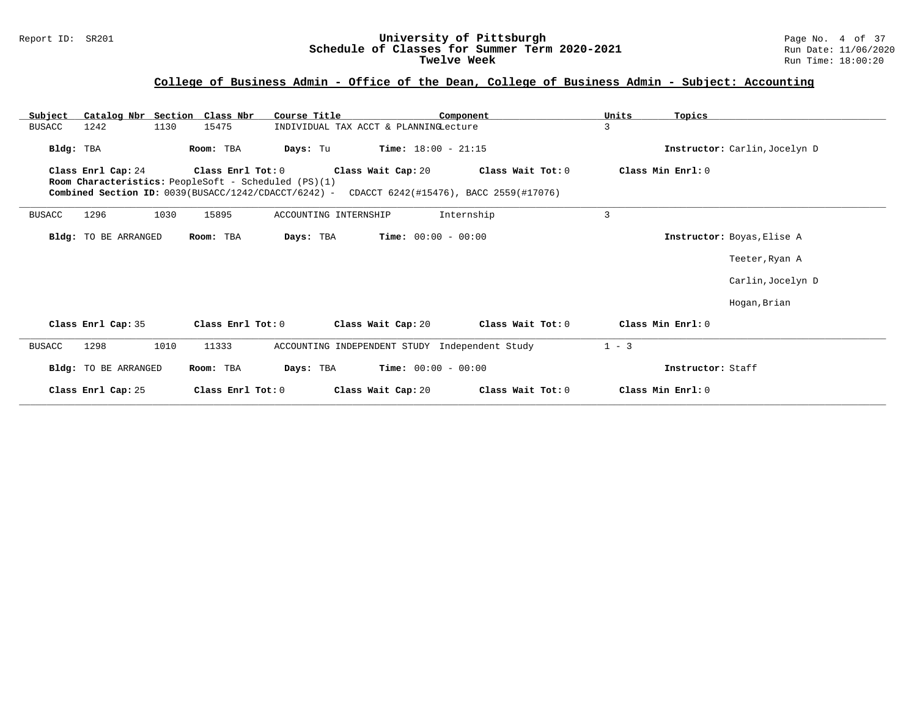## College of Business Admin - Office of the Dean, College of Business Admin - Subject: Accounting

| Subject | Catalog Nbr | Section | Class Nbr | Course Title | Component | Units | Topics |
|---|---|---|---|---|---|---|---|
| BUSACC | 1242 | 1130 | 15475 | INDIVIDUAL TAX ACCT & PLANNING | Lecture | 3 | |

**Bldg:** TBA **Room:** TBA **Days:** Tu **Time:** 18:00 - 21:15 **Instructor:** Carlin,Jocelyn D

**Class Enrl Cap:** 24 **Class Enrl Tot:** 0 **Class Wait Cap:** 20 **Class Wait Tot:** 0 **Class Min Enrl:** 0

**Room Characteristics:** PeopleSoft - Scheduled (PS)(1)

**Combined Section ID:** 0039(BUSACC/1242/CDACCT/6242) - CDACCT 6242(#15476), BACC 2559(#17076)

---

| Subject | Catalog Nbr | Section | Class Nbr | Course Title | Component | Units | Topics |
|---|---|---|---|---|---|---|---|
| BUSACC | 1296 | 1030 | 15895 | ACCOUNTING INTERNSHIP | Internship | 3 | |

**Bldg:** TO BE ARRANGED **Room:** TBA **Days:** TBA **Time:** 00:00 - 00:00 **Instructor:** Boyas,Elise A

Teeter,Ryan A

Carlin,Jocelyn D

Hogan,Brian

**Class Enrl Cap:** 35 **Class Enrl Tot:** 0 **Class Wait Cap:** 20 **Class Wait Tot:** 0 **Class Min Enrl:** 0

---

| Subject | Catalog Nbr | Section | Class Nbr | Course Title | Component | Units | Topics |
|---|---|---|---|---|---|---|---|
| BUSACC | 1298 | 1010 | 11333 | ACCOUNTING INDEPENDENT STUDY | Independent Study | 1 - 3 | |

**Bldg:** TO BE ARRANGED **Room:** TBA **Days:** TBA **Time:** 00:00 - 00:00 **Instructor:** Staff

**Class Enrl Cap:** 25 **Class Enrl Tot:** 0 **Class Wait Cap:** 20 **Class Wait Tot:** 0 **Class Min Enrl:** 0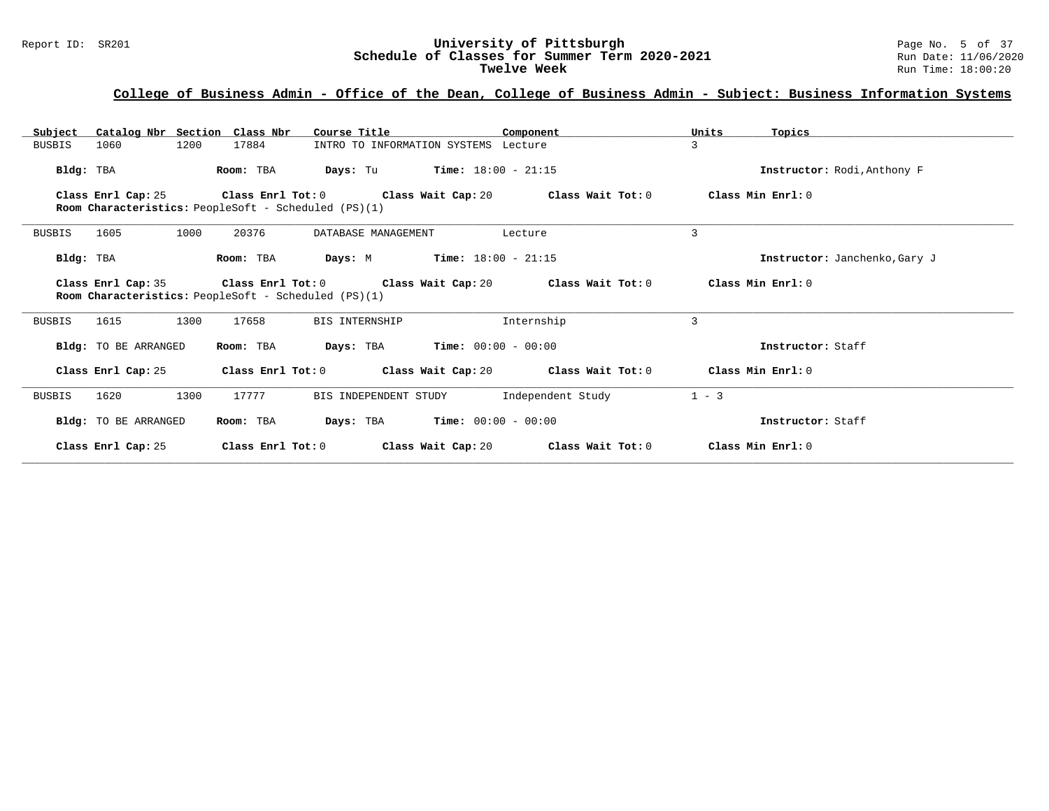## College of Business Admin - Office of the Dean, College of Business Admin - Subject: Business Information Systems

| Subject | Catalog Nbr | Section | Class Nbr | Course Title | Component | Units | Topics |
|---|---|---|---|---|---|---|---|
| BUSBIS | 1060 | 1200 | 17884 | INTRO TO INFORMATION SYSTEMS | Lecture | 3 | |

**Bldg:** TBA **Room:** TBA **Days:** Tu **Time:** 18:00 - 21:15 **Instructor:** Rodi,Anthony F

**Class Enrl Cap:** 25 **Class Enrl Tot:** 0 **Class Wait Cap:** 20 **Class Wait Tot:** 0 **Class Min Enrl:** 0

**Room Characteristics:** PeopleSoft - Scheduled (PS)(1)

---

| Subject | Catalog Nbr | Section | Class Nbr | Course Title | Component | Units | Topics |
|---|---|---|---|---|---|---|---|
| BUSBIS | 1605 | 1000 | 20376 | DATABASE MANAGEMENT | Lecture | 3 | |

**Bldg:** TBA **Room:** TBA **Days:** M **Time:** 18:00 - 21:15 **Instructor:** Janchenko,Gary J

**Class Enrl Cap:** 35 **Class Enrl Tot:** 0 **Class Wait Cap:** 20 **Class Wait Tot:** 0 **Class Min Enrl:** 0

**Room Characteristics:** PeopleSoft - Scheduled (PS)(1)

---

| Subject | Catalog Nbr | Section | Class Nbr | Course Title | Component | Units | Topics |
|---|---|---|---|---|---|---|---|
| BUSBIS | 1615 | 1300 | 17658 | BIS INTERNSHIP | Internship | 3 | |

**Bldg:** TO BE ARRANGED **Room:** TBA **Days:** TBA **Time:** 00:00 - 00:00 **Instructor:** Staff

**Class Enrl Cap:** 25 **Class Enrl Tot:** 0 **Class Wait Cap:** 20 **Class Wait Tot:** 0 **Class Min Enrl:** 0

---

| Subject | Catalog Nbr | Section | Class Nbr | Course Title | Component | Units | Topics |
|---|---|---|---|---|---|---|---|
| BUSBIS | 1620 | 1300 | 17777 | BIS INDEPENDENT STUDY | Independent Study | 1 - 3 | |

**Bldg:** TO BE ARRANGED **Room:** TBA **Days:** TBA **Time:** 00:00 - 00:00 **Instructor:** Staff

**Class Enrl Cap:** 25 **Class Enrl Tot:** 0 **Class Wait Cap:** 20 **Class Wait Tot:** 0 **Class Min Enrl:** 0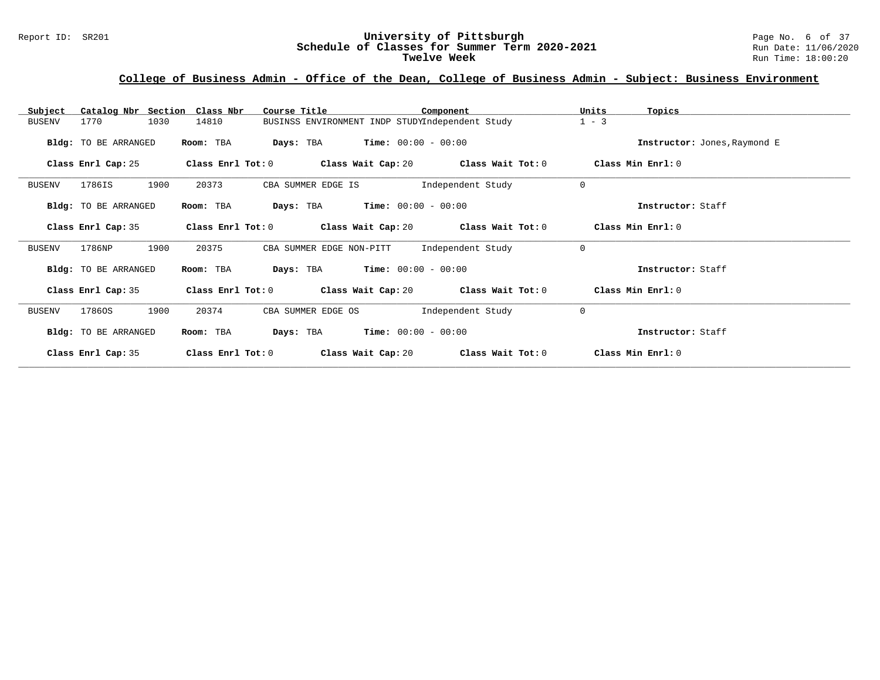## College of Business Admin - Office of the Dean, College of Business Admin - Subject: Business Environment

| Subject | Catalog Nbr | Section | Class Nbr | Course Title | Component | Units | Topics |
|---|---|---|---|---|---|---|---|
| BUSENV | 1770 | 1030 | 14810 | BUSINSS ENVIRONMENT INDP STUDY | Independent Study | 1 - 3 | |

**Bldg:** TO BE ARRANGED **Room:** TBA **Days:** TBA **Time:** 00:00 - 00:00 **Instructor:** Jones,Raymond E

**Class Enrl Cap:** 25 **Class Enrl Tot:** 0 **Class Wait Cap:** 20 **Class Wait Tot:** 0 **Class Min Enrl:** 0

---

| Subject | Catalog Nbr | Section | Class Nbr | Course Title | Component | Units | Topics |
|---|---|---|---|---|---|---|---|
| BUSENV | 1786IS | 1900 | 20373 | CBA SUMMER EDGE IS | Independent Study | 0 | |

**Bldg:** TO BE ARRANGED **Room:** TBA **Days:** TBA **Time:** 00:00 - 00:00 **Instructor:** Staff

**Class Enrl Cap:** 35 **Class Enrl Tot:** 0 **Class Wait Cap:** 20 **Class Wait Tot:** 0 **Class Min Enrl:** 0

---

| Subject | Catalog Nbr | Section | Class Nbr | Course Title | Component | Units | Topics |
|---|---|---|---|---|---|---|---|
| BUSENV | 1786NP | 1900 | 20375 | CBA SUMMER EDGE NON-PITT | Independent Study | 0 | |

**Bldg:** TO BE ARRANGED **Room:** TBA **Days:** TBA **Time:** 00:00 - 00:00 **Instructor:** Staff

**Class Enrl Cap:** 35 **Class Enrl Tot:** 0 **Class Wait Cap:** 20 **Class Wait Tot:** 0 **Class Min Enrl:** 0

---

| Subject | Catalog Nbr | Section | Class Nbr | Course Title | Component | Units | Topics |
|---|---|---|---|---|---|---|---|
| BUSENV | 1786OS | 1900 | 20374 | CBA SUMMER EDGE OS | Independent Study | 0 | |

**Bldg:** TO BE ARRANGED **Room:** TBA **Days:** TBA **Time:** 00:00 - 00:00 **Instructor:** Staff

**Class Enrl Cap:** 35 **Class Enrl Tot:** 0 **Class Wait Cap:** 20 **Class Wait Tot:** 0 **Class Min Enrl:** 0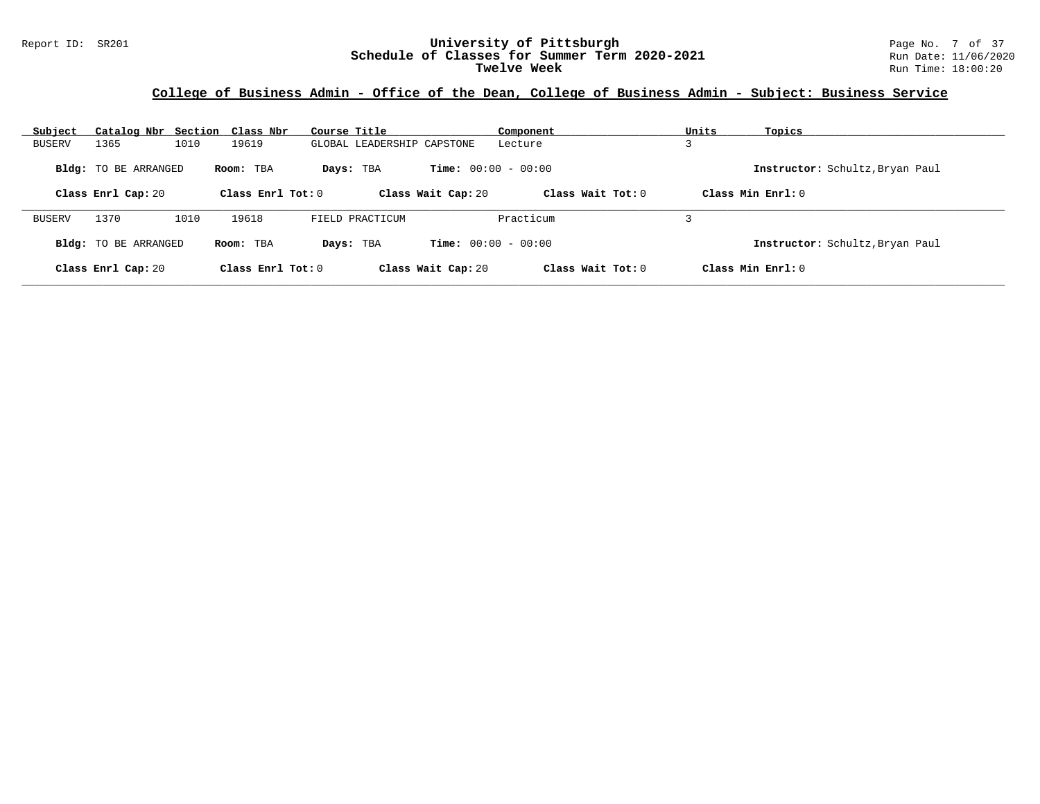# University of Pittsburgh
## Schedule of Classes for Summer Term 2020-2021
### Twelve Week

Report ID: SR201

Run Date: 11/06/2020
Run Time: 18:00:20

## College of Business Admin - Office of the Dean, College of Business Admin - Subject: Business Service

| Subject | Catalog Nbr | Section | Class Nbr | Course Title | Component | Units | Topics |
|---|---|---|---|---|---|---|---|
| BUSERV | 1365 | 1010 | 19619 | GLOBAL LEADERSHIP CAPSTONE | Lecture | 3 | |

**Bldg:** TO BE ARRANGED **Room:** TBA **Days:** TBA **Time:** 00:00 - 00:00 **Instructor:** Schultz,Bryan Paul

**Class Enrl Cap:** 20 **Class Enrl Tot:** 0 **Class Wait Cap:** 20 **Class Wait Tot:** 0 **Class Min Enrl:** 0

| Subject | Catalog Nbr | Section | Class Nbr | Course Title | Component | Units | Topics |
|---|---|---|---|---|---|---|---|
| BUSERV | 1370 | 1010 | 19618 | FIELD PRACTICUM | Practicum | 3 | |

**Bldg:** TO BE ARRANGED **Room:** TBA **Days:** TBA **Time:** 00:00 - 00:00 **Instructor:** Schultz,Bryan Paul

**Class Enrl Cap:** 20 **Class Enrl Tot:** 0 **Class Wait Cap:** 20 **Class Wait Tot:** 0 **Class Min Enrl:** 0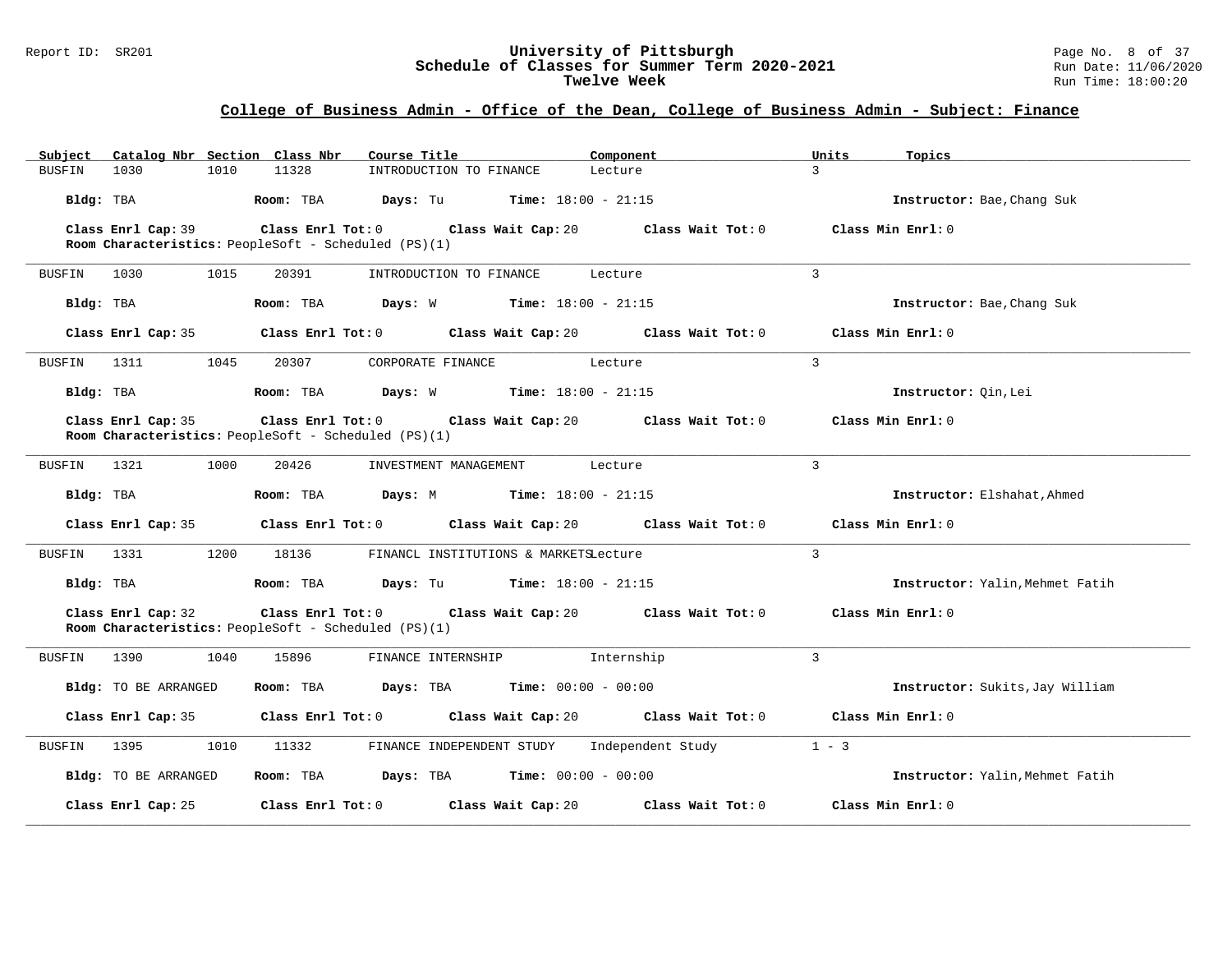## College of Business Admin - Office of the Dean, College of Business Admin - Subject: Finance

| Subject | Catalog Nbr | Section | Class Nbr | Course Title | Component | Units | Topics |
|---|---|---|---|---|---|---|---|
| BUSFIN | 1030 | 1010 | 11328 | INTRODUCTION TO FINANCE | Lecture | 3 | |

**Bldg:** TBA **Room:** TBA **Days:** Tu **Time:** 18:00 - 21:15 **Instructor:** Bae,Chang Suk

**Class Enrl Cap:** 39 **Class Enrl Tot:** 0 **Class Wait Cap:** 20 **Class Wait Tot:** 0 **Class Min Enrl:** 0

**Room Characteristics:** PeopleSoft - Scheduled (PS)(1)

---

| Subject | Catalog Nbr | Section | Class Nbr | Course Title | Component | Units | Topics |
|---|---|---|---|---|---|---|---|
| BUSFIN | 1030 | 1015 | 20391 | INTRODUCTION TO FINANCE | Lecture | 3 | |

**Bldg:** TBA **Room:** TBA **Days:** W **Time:** 18:00 - 21:15 **Instructor:** Bae,Chang Suk

**Class Enrl Cap:** 35 **Class Enrl Tot:** 0 **Class Wait Cap:** 20 **Class Wait Tot:** 0 **Class Min Enrl:** 0

---

| Subject | Catalog Nbr | Section | Class Nbr | Course Title | Component | Units | Topics |
|---|---|---|---|---|---|---|---|
| BUSFIN | 1311 | 1045 | 20307 | CORPORATE FINANCE | Lecture | 3 | |

**Bldg:** TBA **Room:** TBA **Days:** W **Time:** 18:00 - 21:15 **Instructor:** Qin,Lei

**Class Enrl Cap:** 35 **Class Enrl Tot:** 0 **Class Wait Cap:** 20 **Class Wait Tot:** 0 **Class Min Enrl:** 0

**Room Characteristics:** PeopleSoft - Scheduled (PS)(1)

---

| Subject | Catalog Nbr | Section | Class Nbr | Course Title | Component | Units | Topics |
|---|---|---|---|---|---|---|---|
| BUSFIN | 1321 | 1000 | 20426 | INVESTMENT MANAGEMENT | Lecture | 3 | |

**Bldg:** TBA **Room:** TBA **Days:** M **Time:** 18:00 - 21:15 **Instructor:** Elshahat,Ahmed

**Class Enrl Cap:** 35 **Class Enrl Tot:** 0 **Class Wait Cap:** 20 **Class Wait Tot:** 0 **Class Min Enrl:** 0

---

| Subject | Catalog Nbr | Section | Class Nbr | Course Title | Component | Units | Topics |
|---|---|---|---|---|---|---|---|
| BUSFIN | 1331 | 1200 | 18136 | FINANCL INSTITUTIONS & MARKETS | Lecture | 3 | |

**Bldg:** TBA **Room:** TBA **Days:** Tu **Time:** 18:00 - 21:15 **Instructor:** Yalin,Mehmet Fatih

**Class Enrl Cap:** 32 **Class Enrl Tot:** 0 **Class Wait Cap:** 20 **Class Wait Tot:** 0 **Class Min Enrl:** 0

**Room Characteristics:** PeopleSoft - Scheduled (PS)(1)

---

| Subject | Catalog Nbr | Section | Class Nbr | Course Title | Component | Units | Topics |
|---|---|---|---|---|---|---|---|
| BUSFIN | 1390 | 1040 | 15896 | FINANCE INTERNSHIP | Internship | 3 | |

**Bldg:** TO BE ARRANGED **Room:** TBA **Days:** TBA **Time:** 00:00 - 00:00 **Instructor:** Sukits,Jay William

**Class Enrl Cap:** 35 **Class Enrl Tot:** 0 **Class Wait Cap:** 20 **Class Wait Tot:** 0 **Class Min Enrl:** 0

---

| Subject | Catalog Nbr | Section | Class Nbr | Course Title | Component | Units | Topics |
|---|---|---|---|---|---|---|---|
| BUSFIN | 1395 | 1010 | 11332 | FINANCE INDEPENDENT STUDY | Independent Study | 1 - 3 | |

**Bldg:** TO BE ARRANGED **Room:** TBA **Days:** TBA **Time:** 00:00 - 00:00 **Instructor:** Yalin,Mehmet Fatih

**Class Enrl Cap:** 25 **Class Enrl Tot:** 0 **Class Wait Cap:** 20 **Class Wait Tot:** 0 **Class Min Enrl:** 0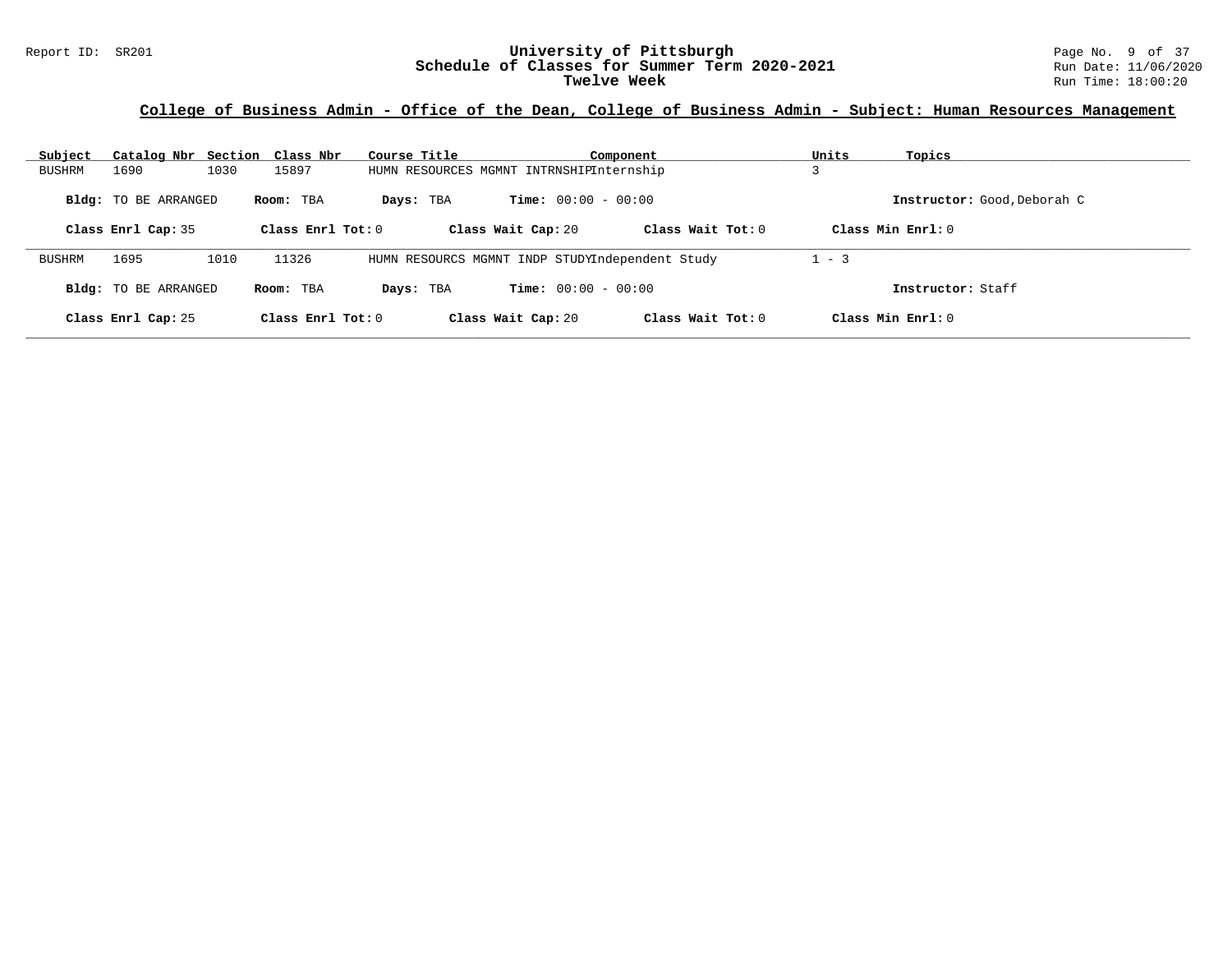**University of Pittsburgh**
**Schedule of Classes for Summer Term 2020-2021**
**Twelve Week**

Report ID: SR201

Run Date: 11/06/2020
Run Time: 18:00:20

## College of Business Admin - Office of the Dean, College of Business Admin - Subject: Human Resources Management

| Subject | Catalog Nbr | Section | Class Nbr | Course Title | Component | Units | Topics |
|---|---|---|---|---|---|---|---|
| BUSHRM | 1690 | 1030 | 15897 | HUMN RESOURCES MGMNT INTRNSHIP | Internship | 3 | |

**Bldg:** TO BE ARRANGED **Room:** TBA **Days:** TBA **Time:** 00:00 - 00:00 **Instructor:** Good,Deborah C

**Class Enrl Cap:** 35 **Class Enrl Tot:** 0 **Class Wait Cap:** 20 **Class Wait Tot:** 0 **Class Min Enrl:** 0

| Subject | Catalog Nbr | Section | Class Nbr | Course Title | Component | Units | Topics |
|---|---|---|---|---|---|---|---|
| BUSHRM | 1695 | 1010 | 11326 | HUMN RESOURCS MGMNT INDP STUDY | Independent Study | 1 - 3 | |

**Bldg:** TO BE ARRANGED **Room:** TBA **Days:** TBA **Time:** 00:00 - 00:00 **Instructor:** Staff

**Class Enrl Cap:** 25 **Class Enrl Tot:** 0 **Class Wait Cap:** 20 **Class Wait Tot:** 0 **Class Min Enrl:** 0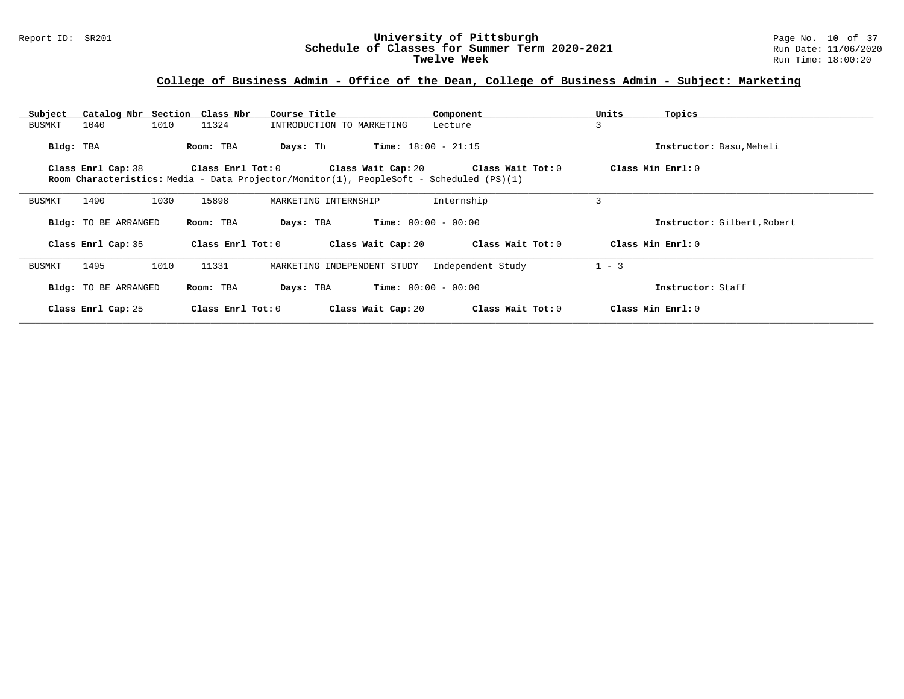# University of Pittsburgh
## Schedule of Classes for Summer Term 2020-2021
### Twelve Week

Report ID: SR201

Run Date: 11/06/2020
Run Time: 18:00:20

## College of Business Admin - Office of the Dean, College of Business Admin - Subject: Marketing

| Subject | Catalog Nbr | Section | Class Nbr | Course Title | Component | Units | Topics |
|---|---|---|---|---|---|---|---|
| BUSMKT | 1040 | 1010 | 11324 | INTRODUCTION TO MARKETING | Lecture | 3 | |

**Bldg:** TBA **Room:** TBA **Days:** Th **Time:** 18:00 - 21:15 **Instructor:** Basu,Meheli

**Class Enrl Cap:** 38 **Class Enrl Tot:** 0 **Class Wait Cap:** 20 **Class Wait Tot:** 0 **Class Min Enrl:** 0

**Room Characteristics:** Media - Data Projector/Monitor(1), PeopleSoft - Scheduled (PS)(1)

---

| Subject | Catalog Nbr | Section | Class Nbr | Course Title | Component | Units | Topics |
|---|---|---|---|---|---|---|---|
| BUSMKT | 1490 | 1030 | 15898 | MARKETING INTERNSHIP | Internship | 3 | |

**Bldg:** TO BE ARRANGED **Room:** TBA **Days:** TBA **Time:** 00:00 - 00:00 **Instructor:** Gilbert,Robert

**Class Enrl Cap:** 35 **Class Enrl Tot:** 0 **Class Wait Cap:** 20 **Class Wait Tot:** 0 **Class Min Enrl:** 0

---

| Subject | Catalog Nbr | Section | Class Nbr | Course Title | Component | Units | Topics |
|---|---|---|---|---|---|---|---|
| BUSMKT | 1495 | 1010 | 11331 | MARKETING INDEPENDENT STUDY | Independent Study | 1 - 3 | |

**Bldg:** TO BE ARRANGED **Room:** TBA **Days:** TBA **Time:** 00:00 - 00:00 **Instructor:** Staff

**Class Enrl Cap:** 25 **Class Enrl Tot:** 0 **Class Wait Cap:** 20 **Class Wait Tot:** 0 **Class Min Enrl:** 0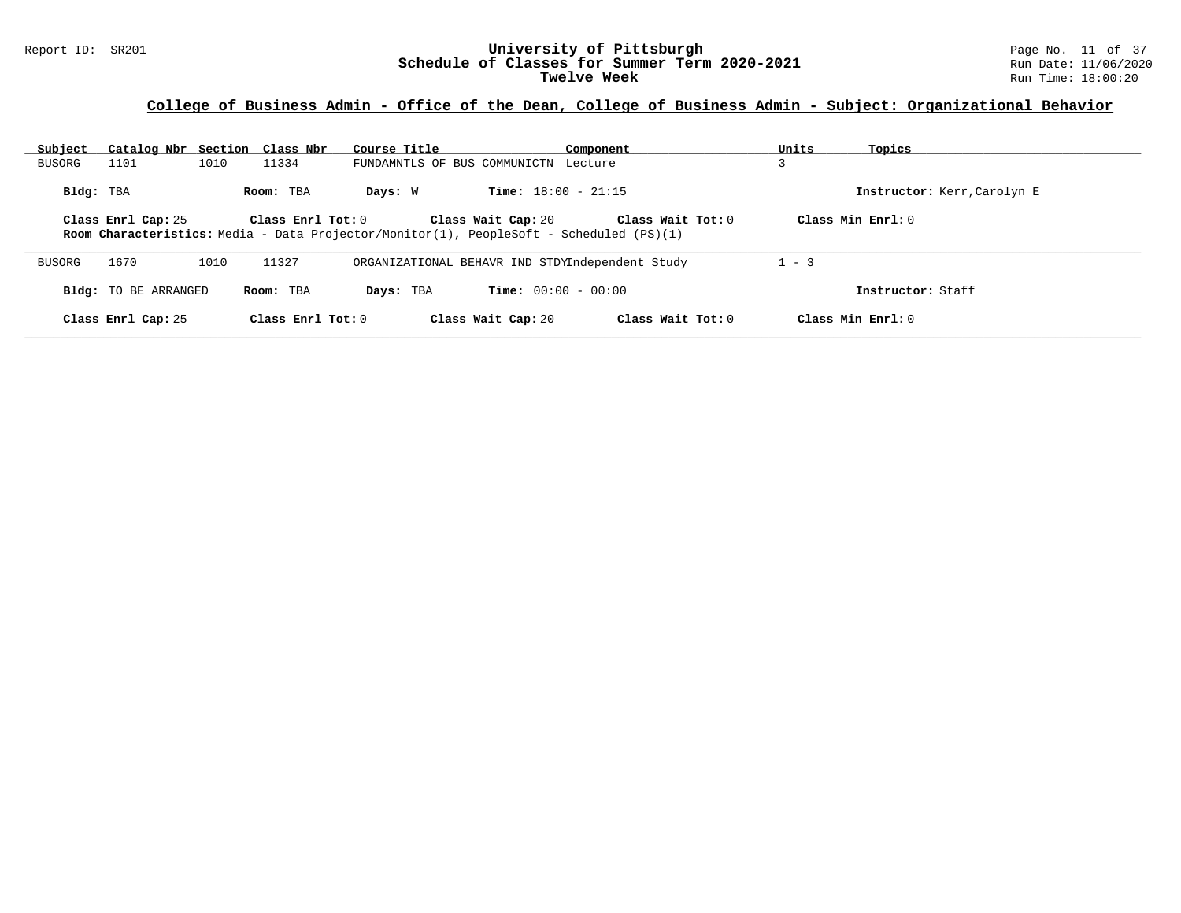## College of Business Admin - Office of the Dean, College of Business Admin - Subject: Organizational Behavior

| Subject | Catalog Nbr | Section | Class Nbr | Course Title | Component | Units | Topics |
|---|---|---|---|---|---|---|---|
| BUSORG | 1101 | 1010 | 11334 | FUNDAMNTLS OF BUS COMMUNICTN | Lecture | 3 | |

**Bldg:** TBA **Room:** TBA **Days:** W **Time:** 18:00 - 21:15 **Instructor:** Kerr,Carolyn E

**Class Enrl Cap:** 25 **Class Enrl Tot:** 0 **Class Wait Cap:** 20 **Class Wait Tot:** 0 **Class Min Enrl:** 0

**Room Characteristics:** Media - Data Projector/Monitor(1), PeopleSoft - Scheduled (PS)(1)

---

| Subject | Catalog Nbr | Section | Class Nbr | Course Title | Component | Units | Topics |
|---|---|---|---|---|---|---|---|
| BUSORG | 1670 | 1010 | 11327 | ORGANIZATIONAL BEHAVR IND STDY | Independent Study | 1 - 3 | |

**Bldg:** TO BE ARRANGED **Room:** TBA **Days:** TBA **Time:** 00:00 - 00:00 **Instructor:** Staff

**Class Enrl Cap:** 25 **Class Enrl Tot:** 0 **Class Wait Cap:** 20 **Class Wait Tot:** 0 **Class Min Enrl:** 0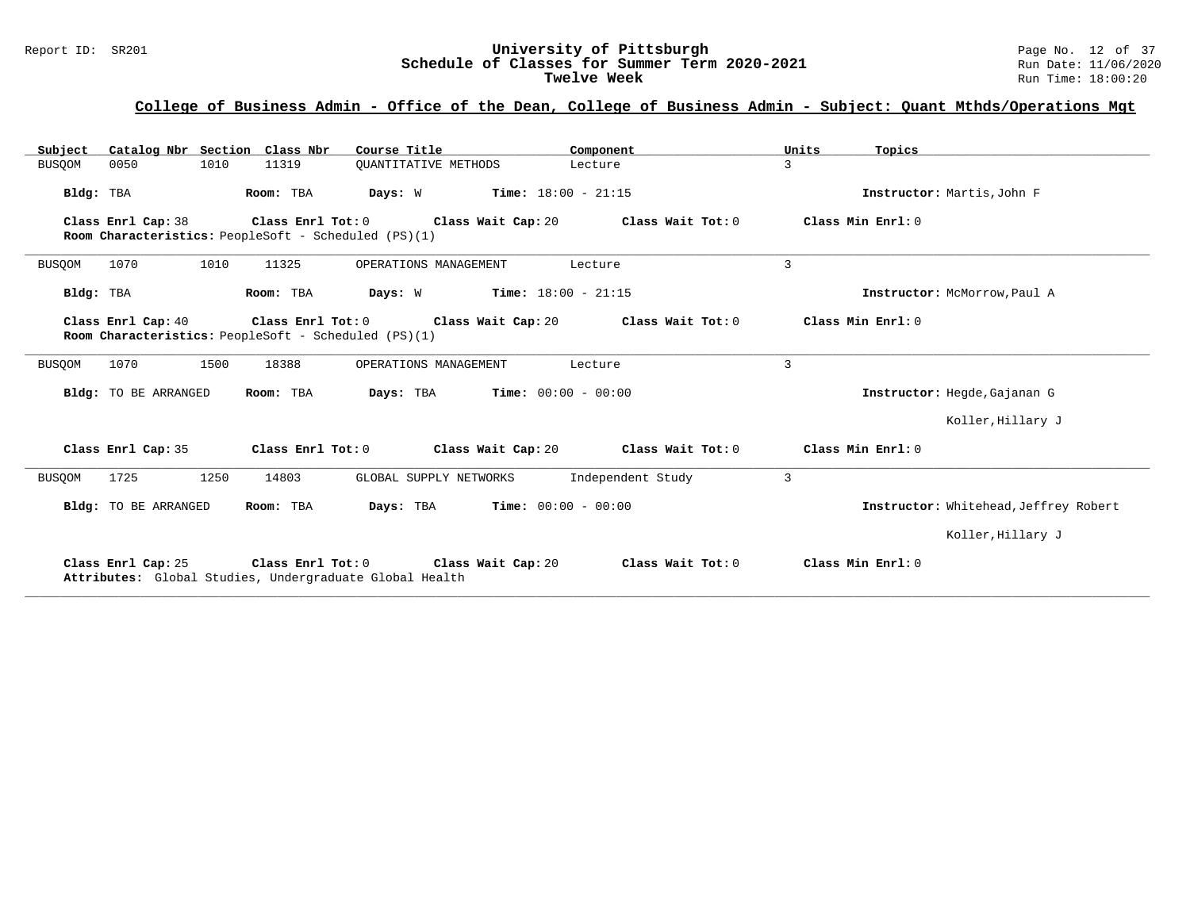## College of Business Admin - Office of the Dean, College of Business Admin - Subject: Quant Mthds/Operations Mgt

| Subject | Catalog Nbr | Section | Class Nbr | Course Title | Component | Units | Topics |
|---|---|---|---|---|---|---|---|
| BUSQOM | 0050 | 1010 | 11319 | QUANTITATIVE METHODS | Lecture | 3 | |

**Bldg:** TBA **Room:** TBA **Days:** W **Time:** 18:00 - 21:15 **Instructor:** Martis,John F

**Class Enrl Cap:** 38 **Class Enrl Tot:** 0 **Class Wait Cap:** 20 **Class Wait Tot:** 0 **Class Min Enrl:** 0
**Room Characteristics:** PeopleSoft - Scheduled (PS)(1)

---

| Subject | Catalog Nbr | Section | Class Nbr | Course Title | Component | Units | Topics |
|---|---|---|---|---|---|---|---|
| BUSQOM | 1070 | 1010 | 11325 | OPERATIONS MANAGEMENT | Lecture | 3 | |

**Bldg:** TBA **Room:** TBA **Days:** W **Time:** 18:00 - 21:15 **Instructor:** McMorrow,Paul A

**Class Enrl Cap:** 40 **Class Enrl Tot:** 0 **Class Wait Cap:** 20 **Class Wait Tot:** 0 **Class Min Enrl:** 0
**Room Characteristics:** PeopleSoft - Scheduled (PS)(1)

---

| Subject | Catalog Nbr | Section | Class Nbr | Course Title | Component | Units | Topics |
|---|---|---|---|---|---|---|---|
| BUSQOM | 1070 | 1500 | 18388 | OPERATIONS MANAGEMENT | Lecture | 3 | |

**Bldg:** TO BE ARRANGED **Room:** TBA **Days:** TBA **Time:** 00:00 - 00:00 **Instructor:** Hegde,Gajanan G
Koller,Hillary J

**Class Enrl Cap:** 35 **Class Enrl Tot:** 0 **Class Wait Cap:** 20 **Class Wait Tot:** 0 **Class Min Enrl:** 0

---

| Subject | Catalog Nbr | Section | Class Nbr | Course Title | Component | Units | Topics |
|---|---|---|---|---|---|---|---|
| BUSQOM | 1725 | 1250 | 14803 | GLOBAL SUPPLY NETWORKS | Independent Study | 3 | |

**Bldg:** TO BE ARRANGED **Room:** TBA **Days:** TBA **Time:** 00:00 - 00:00 **Instructor:** Whitehead,Jeffrey Robert
Koller,Hillary J

**Class Enrl Cap:** 25 **Class Enrl Tot:** 0 **Class Wait Cap:** 20 **Class Wait Tot:** 0 **Class Min Enrl:** 0
**Attributes:** Global Studies, Undergraduate Global Health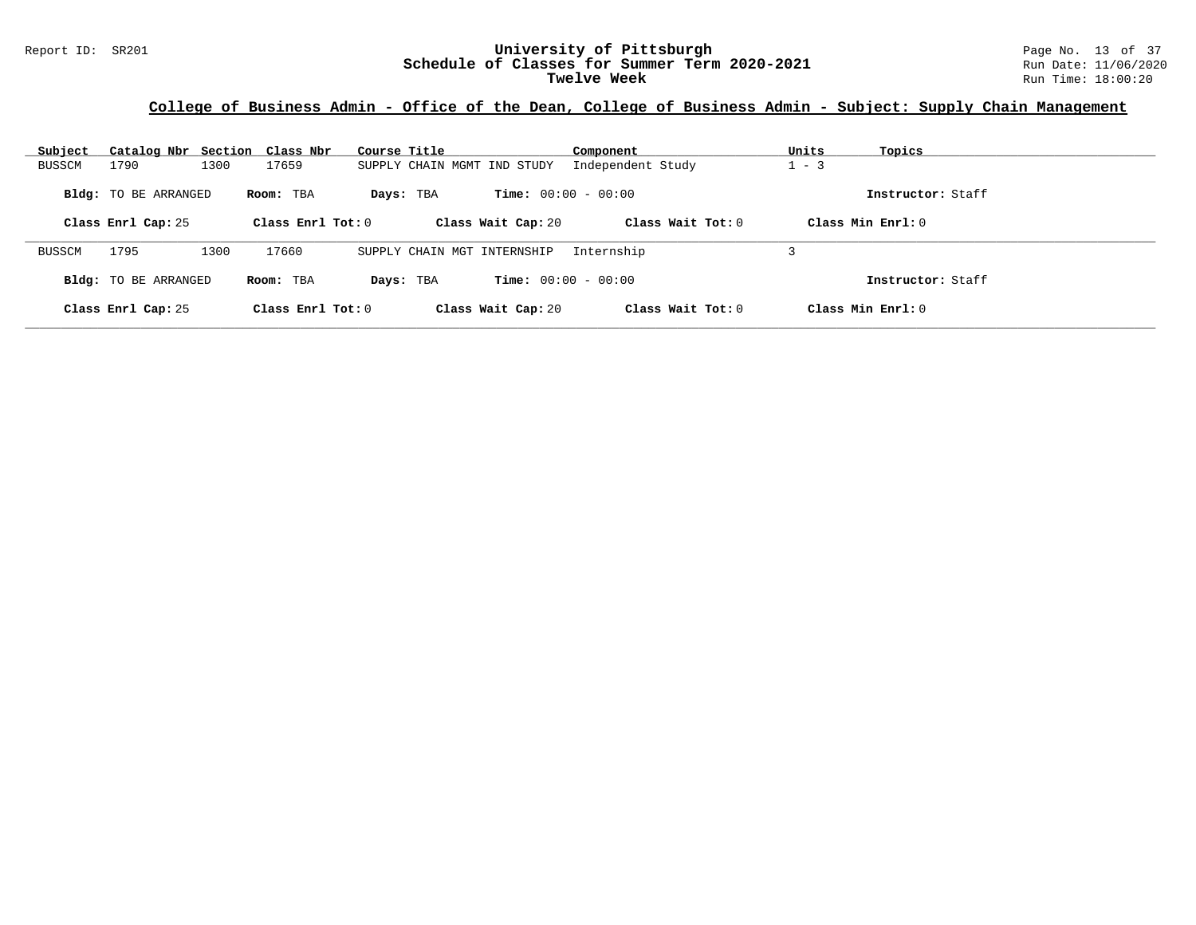**University of Pittsburgh**
**Schedule of Classes for Summer Term 2020-2021**
**Twelve Week**

Report ID: SR201

Run Date: 11/06/2020
Run Time: 18:00:20

## College of Business Admin - Office of the Dean, College of Business Admin - Subject: Supply Chain Management

| Subject | Catalog Nbr | Section | Class Nbr | Course Title | Component | Units | Topics |
|---|---|---|---|---|---|---|---|
| BUSSCM | 1790 | 1300 | 17659 | SUPPLY CHAIN MGMT IND STUDY | Independent Study | 1 - 3 | |

**Bldg:** TO BE ARRANGED **Room:** TBA **Days:** TBA **Time:** 00:00 - 00:00 **Instructor:** Staff

**Class Enrl Cap:** 25 **Class Enrl Tot:** 0 **Class Wait Cap:** 20 **Class Wait Tot:** 0 **Class Min Enrl:** 0

---

| Subject | Catalog Nbr | Section | Class Nbr | Course Title | Component | Units | Topics |
|---|---|---|---|---|---|---|---|
| BUSSCM | 1795 | 1300 | 17660 | SUPPLY CHAIN MGT INTERNSHIP | Internship | 3 | |

**Bldg:** TO BE ARRANGED **Room:** TBA **Days:** TBA **Time:** 00:00 - 00:00 **Instructor:** Staff

**Class Enrl Cap:** 25 **Class Enrl Tot:** 0 **Class Wait Cap:** 20 **Class Wait Tot:** 0 **Class Min Enrl:** 0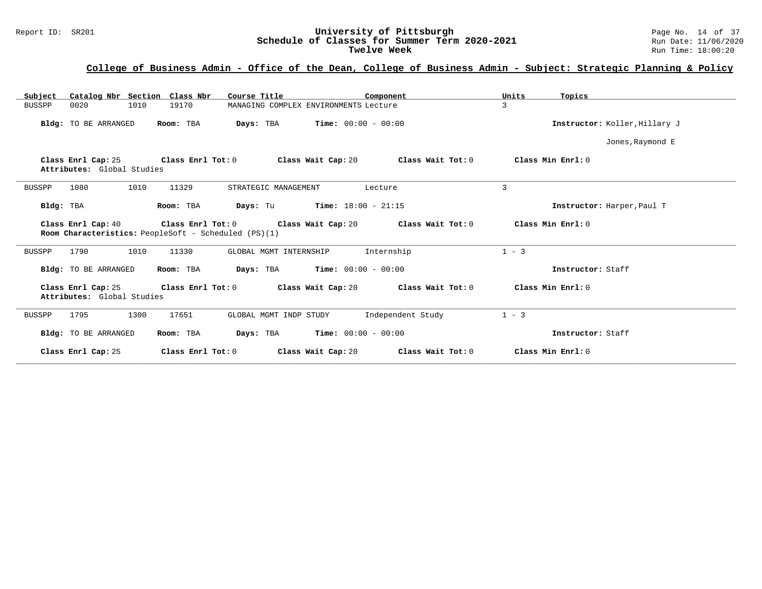## College of Business Admin - Office of the Dean, College of Business Admin - Subject: Strategic Planning & Policy

| Subject | Catalog Nbr | Section | Class Nbr | Course Title | Component | Units | Topics |
|---|---|---|---|---|---|---|---|
| BUSSPP | 0020 | 1010 | 19170 | MANAGING COMPLEX ENVIRONMENTS | Lecture | 3 | |

**Bldg:** TO BE ARRANGED **Room:** TBA **Days:** TBA **Time:** 00:00 - 00:00 **Instructor:** Koller,Hillary J; Jones,Raymond E

**Class Enrl Cap:** 25 **Class Enrl Tot:** 0 **Class Wait Cap:** 20 **Class Wait Tot:** 0 **Class Min Enrl:** 0
**Attributes:** Global Studies

---

| Subject | Catalog Nbr | Section | Class Nbr | Course Title | Component | Units | Topics |
|---|---|---|---|---|---|---|---|
| BUSSPP | 1080 | 1010 | 11329 | STRATEGIC MANAGEMENT | Lecture | 3 | |

**Bldg:** TBA **Room:** TBA **Days:** Tu **Time:** 18:00 - 21:15 **Instructor:** Harper,Paul T

**Class Enrl Cap:** 40 **Class Enrl Tot:** 0 **Class Wait Cap:** 20 **Class Wait Tot:** 0 **Class Min Enrl:** 0
**Room Characteristics:** PeopleSoft - Scheduled (PS)(1)

---

| Subject | Catalog Nbr | Section | Class Nbr | Course Title | Component | Units | Topics |
|---|---|---|---|---|---|---|---|
| BUSSPP | 1790 | 1010 | 11330 | GLOBAL MGMT INTERNSHIP | Internship | 1 - 3 | |

**Bldg:** TO BE ARRANGED **Room:** TBA **Days:** TBA **Time:** 00:00 - 00:00 **Instructor:** Staff

**Class Enrl Cap:** 25 **Class Enrl Tot:** 0 **Class Wait Cap:** 20 **Class Wait Tot:** 0 **Class Min Enrl:** 0
**Attributes:** Global Studies

---

| Subject | Catalog Nbr | Section | Class Nbr | Course Title | Component | Units | Topics |
|---|---|---|---|---|---|---|---|
| BUSSPP | 1795 | 1300 | 17651 | GLOBAL MGMT INDP STUDY | Independent Study | 1 - 3 | |

**Bldg:** TO BE ARRANGED **Room:** TBA **Days:** TBA **Time:** 00:00 - 00:00 **Instructor:** Staff

**Class Enrl Cap:** 25 **Class Enrl Tot:** 0 **Class Wait Cap:** 20 **Class Wait Tot:** 0 **Class Min Enrl:** 0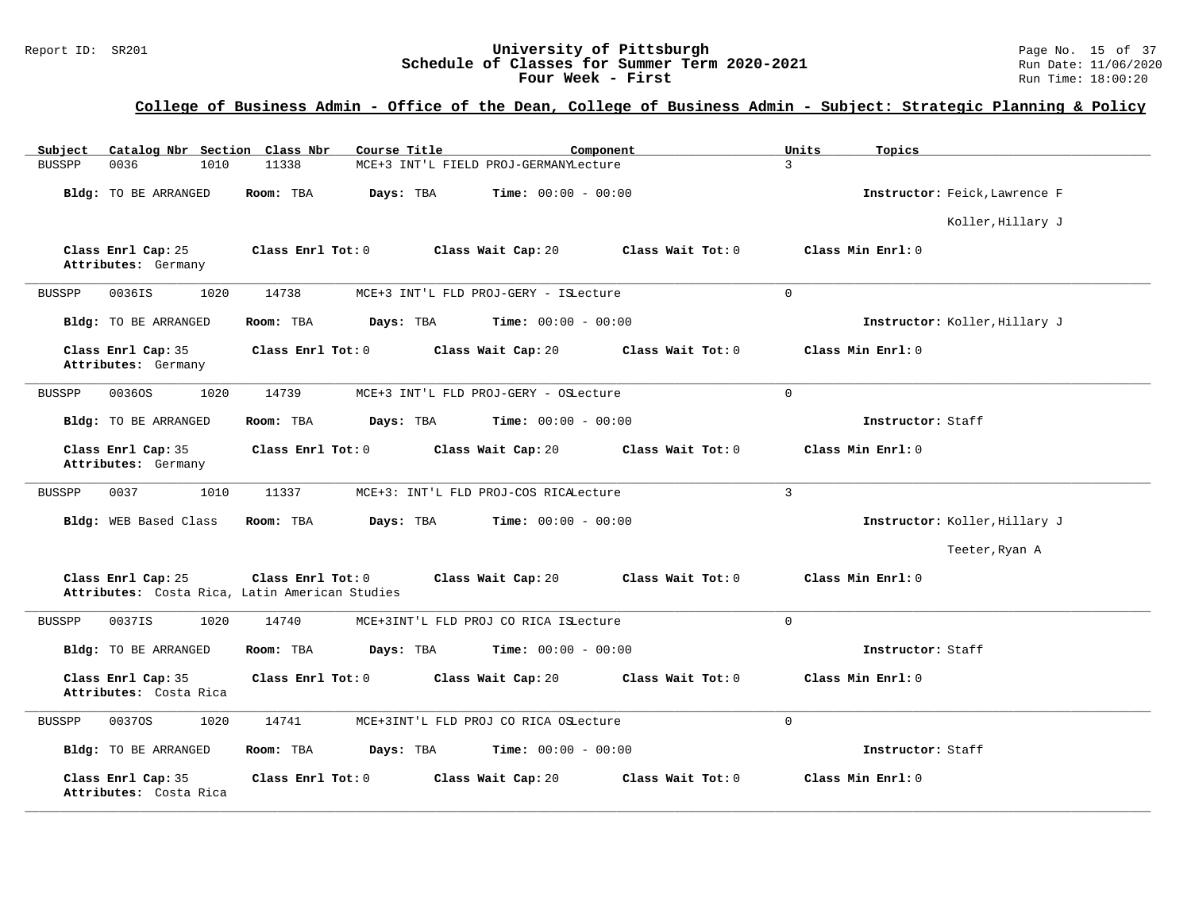## College of Business Admin - Office of the Dean, College of Business Admin - Subject: Strategic Planning & Policy

University of Pittsburgh
Schedule of Classes for Summer Term 2020-2021
Four Week - First

Report ID: SR201 | Run Date: 11/06/2020 | Run Time: 18:00:20

| Subject | Catalog Nbr | Section | Class Nbr | Course Title | Component | Units | Topics |
|---|---|---|---|---|---|---|---|
| BUSSPP | 0036 | 1010 | 11338 | MCE+3 INT'L FIELD PROJ-GERMANY | Lecture | 3 | |

**Bldg:** TO BE ARRANGED **Room:** TBA **Days:** TBA **Time:** 00:00 - 00:00 **Instructor:** Feick,Lawrence F; Koller,Hillary J

**Class Enrl Cap:** 25 **Class Enrl Tot:** 0 **Class Wait Cap:** 20 **Class Wait Tot:** 0 **Class Min Enrl:** 0
**Attributes:** Germany

---

| Subject | Catalog Nbr | Section | Class Nbr | Course Title | Component | Units | Topics |
|---|---|---|---|---|---|---|---|
| BUSSPP | 0036IS | 1020 | 14738 | MCE+3 INT'L FLD PROJ-GERY - IS | Lecture | 0 | |

**Bldg:** TO BE ARRANGED **Room:** TBA **Days:** TBA **Time:** 00:00 - 00:00 **Instructor:** Koller,Hillary J

**Class Enrl Cap:** 35 **Class Enrl Tot:** 0 **Class Wait Cap:** 20 **Class Wait Tot:** 0 **Class Min Enrl:** 0
**Attributes:** Germany

---

| Subject | Catalog Nbr | Section | Class Nbr | Course Title | Component | Units | Topics |
|---|---|---|---|---|---|---|---|
| BUSSPP | 0036OS | 1020 | 14739 | MCE+3 INT'L FLD PROJ-GERY - OS | Lecture | 0 | |

**Bldg:** TO BE ARRANGED **Room:** TBA **Days:** TBA **Time:** 00:00 - 00:00 **Instructor:** Staff

**Class Enrl Cap:** 35 **Class Enrl Tot:** 0 **Class Wait Cap:** 20 **Class Wait Tot:** 0 **Class Min Enrl:** 0
**Attributes:** Germany

---

| Subject | Catalog Nbr | Section | Class Nbr | Course Title | Component | Units | Topics |
|---|---|---|---|---|---|---|---|
| BUSSPP | 0037 | 1010 | 11337 | MCE+3: INT'L FLD PROJ-COS RICA | Lecture | 3 | |

**Bldg:** WEB Based Class **Room:** TBA **Days:** TBA **Time:** 00:00 - 00:00 **Instructor:** Koller,Hillary J; Teeter,Ryan A

**Class Enrl Cap:** 25 **Class Enrl Tot:** 0 **Class Wait Cap:** 20 **Class Wait Tot:** 0 **Class Min Enrl:** 0
**Attributes:** Costa Rica, Latin American Studies

---

| Subject | Catalog Nbr | Section | Class Nbr | Course Title | Component | Units | Topics |
|---|---|---|---|---|---|---|---|
| BUSSPP | 0037IS | 1020 | 14740 | MCE+3INT'L FLD PROJ CO RICA IS | Lecture | 0 | |

**Bldg:** TO BE ARRANGED **Room:** TBA **Days:** TBA **Time:** 00:00 - 00:00 **Instructor:** Staff

**Class Enrl Cap:** 35 **Class Enrl Tot:** 0 **Class Wait Cap:** 20 **Class Wait Tot:** 0 **Class Min Enrl:** 0
**Attributes:** Costa Rica

---

| Subject | Catalog Nbr | Section | Class Nbr | Course Title | Component | Units | Topics |
|---|---|---|---|---|---|---|---|
| BUSSPP | 0037OS | 1020 | 14741 | MCE+3INT'L FLD PROJ CO RICA OS | Lecture | 0 | |

**Bldg:** TO BE ARRANGED **Room:** TBA **Days:** TBA **Time:** 00:00 - 00:00 **Instructor:** Staff

**Class Enrl Cap:** 35 **Class Enrl Tot:** 0 **Class Wait Cap:** 20 **Class Wait Tot:** 0 **Class Min Enrl:** 0
**Attributes:** Costa Rica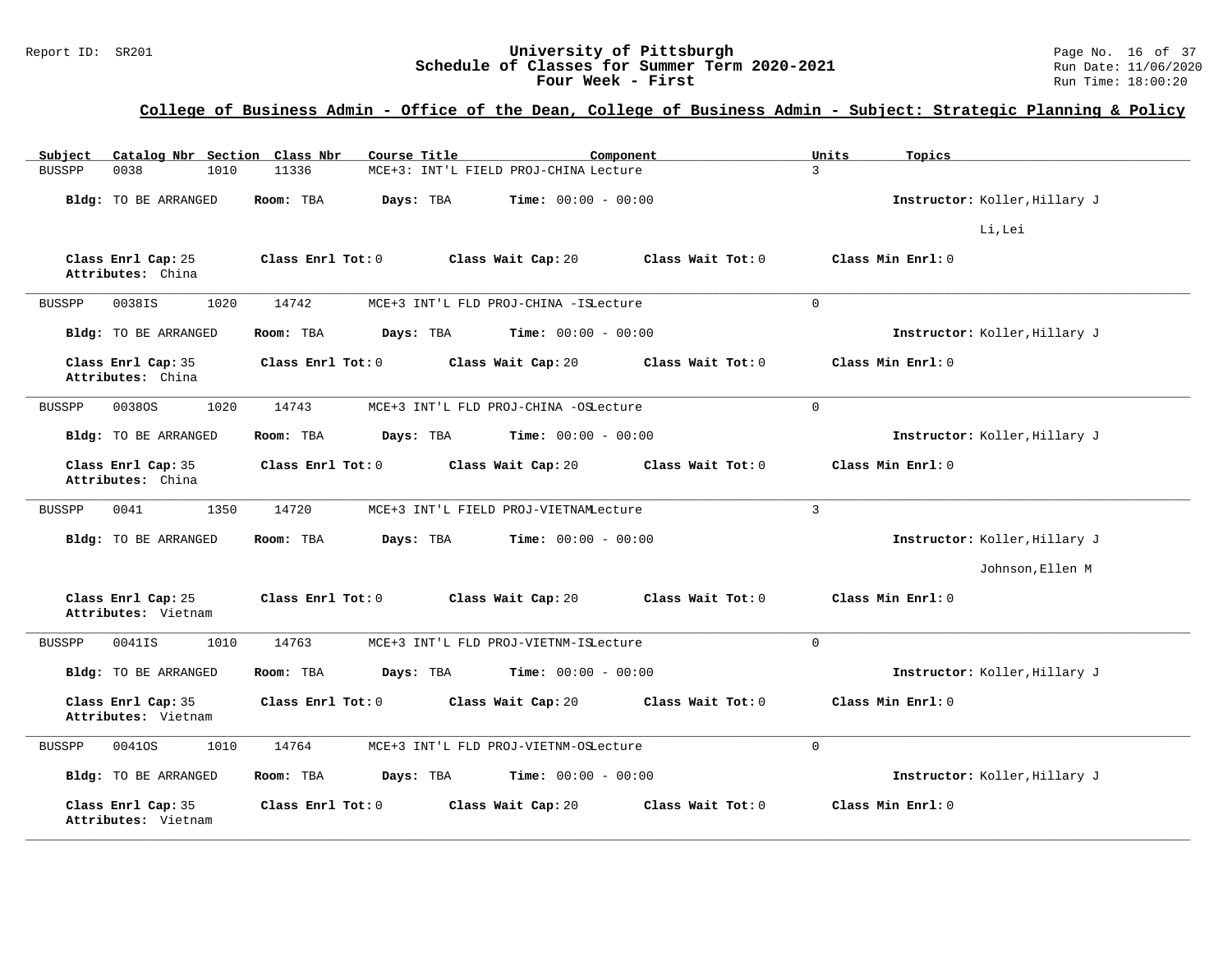**College of Business Admin - Office of the Dean, College of Business Admin - Subject: Strategic Planning & Policy**

| Subject | Catalog Nbr | Section | Class Nbr | Course Title | Component | Units | Topics |
|---|---|---|---|---|---|---|---|
| BUSSPP | 0038 | 1010 | 11336 | MCE+3: INT'L FIELD PROJ-CHINA | Lecture | 3 | |

**Bldg:** TO BE ARRANGED **Room:** TBA **Days:** TBA **Time:** 00:00 - 00:00 **Instructor:** Koller,Hillary J; Li,Lei

**Class Enrl Cap:** 25 **Class Enrl Tot:** 0 **Class Wait Cap:** 20 **Class Wait Tot:** 0 **Class Min Enrl:** 0
**Attributes:** China

---

| Subject | Catalog Nbr | Section | Class Nbr | Course Title | Component | Units | Topics |
|---|---|---|---|---|---|---|---|
| BUSSPP | 0038IS | 1020 | 14742 | MCE+3 INT'L FLD PROJ-CHINA -IS | Lecture | 0 | |

**Bldg:** TO BE ARRANGED **Room:** TBA **Days:** TBA **Time:** 00:00 - 00:00 **Instructor:** Koller,Hillary J

**Class Enrl Cap:** 35 **Class Enrl Tot:** 0 **Class Wait Cap:** 20 **Class Wait Tot:** 0 **Class Min Enrl:** 0
**Attributes:** China

---

| Subject | Catalog Nbr | Section | Class Nbr | Course Title | Component | Units | Topics |
|---|---|---|---|---|---|---|---|
| BUSSPP | 0038OS | 1020 | 14743 | MCE+3 INT'L FLD PROJ-CHINA -OS | Lecture | 0 | |

**Bldg:** TO BE ARRANGED **Room:** TBA **Days:** TBA **Time:** 00:00 - 00:00 **Instructor:** Koller,Hillary J

**Class Enrl Cap:** 35 **Class Enrl Tot:** 0 **Class Wait Cap:** 20 **Class Wait Tot:** 0 **Class Min Enrl:** 0
**Attributes:** China

---

| Subject | Catalog Nbr | Section | Class Nbr | Course Title | Component | Units | Topics |
|---|---|---|---|---|---|---|---|
| BUSSPP | 0041 | 1350 | 14720 | MCE+3 INT'L FIELD PROJ-VIETNAM | Lecture | 3 | |

**Bldg:** TO BE ARRANGED **Room:** TBA **Days:** TBA **Time:** 00:00 - 00:00 **Instructor:** Koller,Hillary J; Johnson,Ellen M

**Class Enrl Cap:** 25 **Class Enrl Tot:** 0 **Class Wait Cap:** 20 **Class Wait Tot:** 0 **Class Min Enrl:** 0
**Attributes:** Vietnam

---

| Subject | Catalog Nbr | Section | Class Nbr | Course Title | Component | Units | Topics |
|---|---|---|---|---|---|---|---|
| BUSSPP | 0041IS | 1010 | 14763 | MCE+3 INT'L FLD PROJ-VIETNM-IS | Lecture | 0 | |

**Bldg:** TO BE ARRANGED **Room:** TBA **Days:** TBA **Time:** 00:00 - 00:00 **Instructor:** Koller,Hillary J

**Class Enrl Cap:** 35 **Class Enrl Tot:** 0 **Class Wait Cap:** 20 **Class Wait Tot:** 0 **Class Min Enrl:** 0
**Attributes:** Vietnam

---

| Subject | Catalog Nbr | Section | Class Nbr | Course Title | Component | Units | Topics |
|---|---|---|---|---|---|---|---|
| BUSSPP | 0041OS | 1010 | 14764 | MCE+3 INT'L FLD PROJ-VIETNM-OS | Lecture | 0 | |

**Bldg:** TO BE ARRANGED **Room:** TBA **Days:** TBA **Time:** 00:00 - 00:00 **Instructor:** Koller,Hillary J

**Class Enrl Cap:** 35 **Class Enrl Tot:** 0 **Class Wait Cap:** 20 **Class Wait Tot:** 0 **Class Min Enrl:** 0
**Attributes:** Vietnam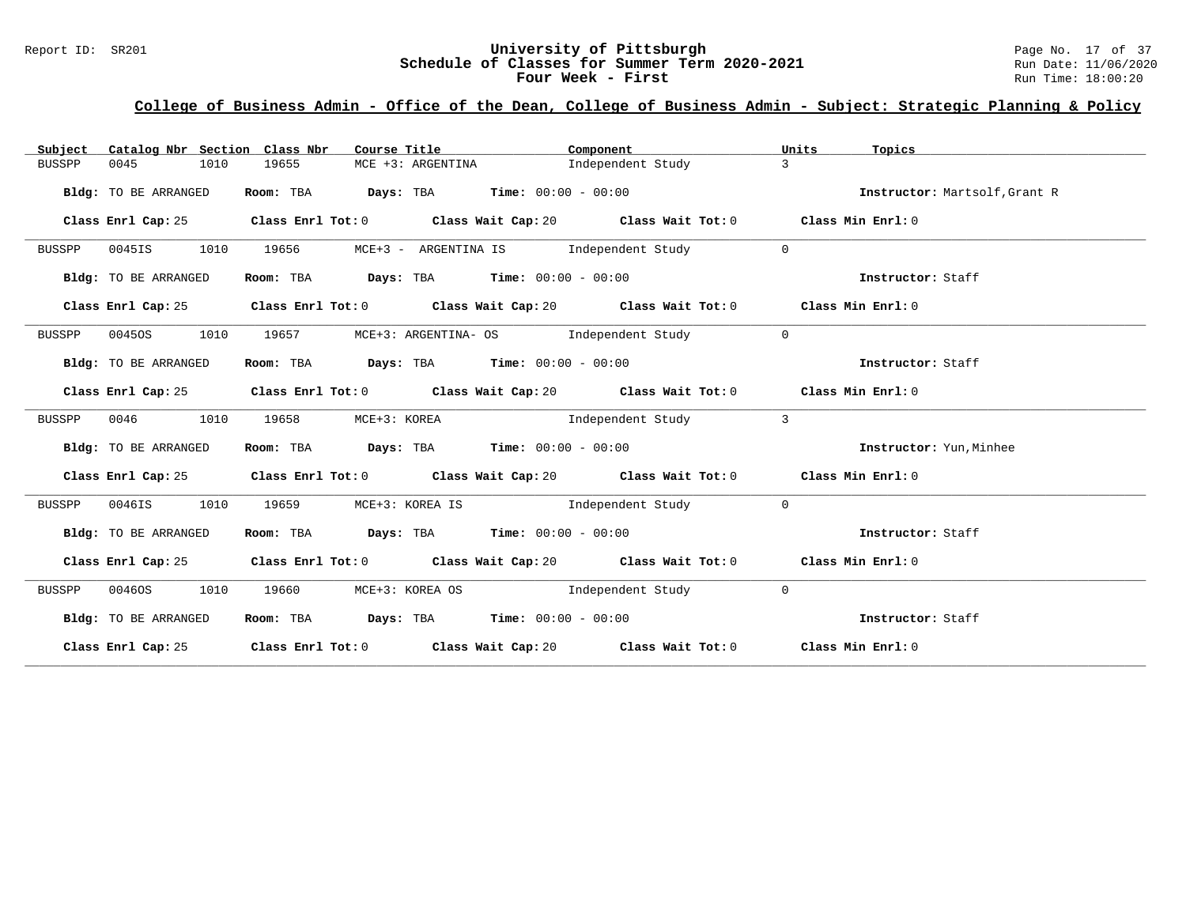# University of Pittsburgh
## Schedule of Classes for Summer Term 2020-2021
### Four Week - First

## College of Business Admin - Office of the Dean, College of Business Admin - Subject: Strategic Planning & Policy

| Subject | Catalog Nbr | Section | Class Nbr | Course Title | Component | Units | Topics |
|---|---|---|---|---|---|---|---|
| BUSSPP | 0045 | 1010 | 19655 | MCE +3: ARGENTINA | Independent Study | 3 | |

**Bldg:** TO BE ARRANGED **Room:** TBA **Days:** TBA **Time:** 00:00 - 00:00 **Instructor:** Martsolf,Grant R

**Class Enrl Cap:** 25 **Class Enrl Tot:** 0 **Class Wait Cap:** 20 **Class Wait Tot:** 0 **Class Min Enrl:** 0

| Subject | Catalog Nbr | Section | Class Nbr | Course Title | Component | Units | Topics |
|---|---|---|---|---|---|---|---|
| BUSSPP | 0045IS | 1010 | 19656 | MCE+3 - ARGENTINA IS | Independent Study | 0 | |

**Bldg:** TO BE ARRANGED **Room:** TBA **Days:** TBA **Time:** 00:00 - 00:00 **Instructor:** Staff

**Class Enrl Cap:** 25 **Class Enrl Tot:** 0 **Class Wait Cap:** 20 **Class Wait Tot:** 0 **Class Min Enrl:** 0

| Subject | Catalog Nbr | Section | Class Nbr | Course Title | Component | Units | Topics |
|---|---|---|---|---|---|---|---|
| BUSSPP | 0045OS | 1010 | 19657 | MCE+3: ARGENTINA- OS | Independent Study | 0 | |

**Bldg:** TO BE ARRANGED **Room:** TBA **Days:** TBA **Time:** 00:00 - 00:00 **Instructor:** Staff

**Class Enrl Cap:** 25 **Class Enrl Tot:** 0 **Class Wait Cap:** 20 **Class Wait Tot:** 0 **Class Min Enrl:** 0

| Subject | Catalog Nbr | Section | Class Nbr | Course Title | Component | Units | Topics |
|---|---|---|---|---|---|---|---|
| BUSSPP | 0046 | 1010 | 19658 | MCE+3: KOREA | Independent Study | 3 | |

**Bldg:** TO BE ARRANGED **Room:** TBA **Days:** TBA **Time:** 00:00 - 00:00 **Instructor:** Yun,Minhee

**Class Enrl Cap:** 25 **Class Enrl Tot:** 0 **Class Wait Cap:** 20 **Class Wait Tot:** 0 **Class Min Enrl:** 0

| Subject | Catalog Nbr | Section | Class Nbr | Course Title | Component | Units | Topics |
|---|---|---|---|---|---|---|---|
| BUSSPP | 0046IS | 1010 | 19659 | MCE+3: KOREA IS | Independent Study | 0 | |

**Bldg:** TO BE ARRANGED **Room:** TBA **Days:** TBA **Time:** 00:00 - 00:00 **Instructor:** Staff

**Class Enrl Cap:** 25 **Class Enrl Tot:** 0 **Class Wait Cap:** 20 **Class Wait Tot:** 0 **Class Min Enrl:** 0

| Subject | Catalog Nbr | Section | Class Nbr | Course Title | Component | Units | Topics |
|---|---|---|---|---|---|---|---|
| BUSSPP | 0046OS | 1010 | 19660 | MCE+3: KOREA OS | Independent Study | 0 | |

**Bldg:** TO BE ARRANGED **Room:** TBA **Days:** TBA **Time:** 00:00 - 00:00 **Instructor:** Staff

**Class Enrl Cap:** 25 **Class Enrl Tot:** 0 **Class Wait Cap:** 20 **Class Wait Tot:** 0 **Class Min Enrl:** 0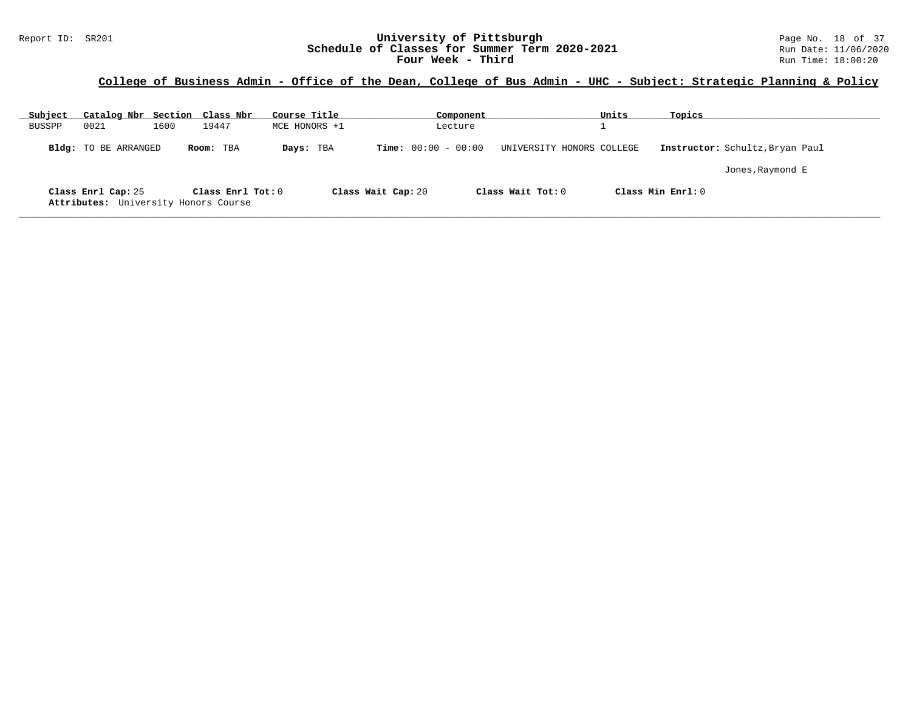**College of Business Admin - Office of the Dean, College of Bus Admin - UHC - Subject: Strategic Planning & Policy**

| Subject | Catalog Nbr | Section | Class Nbr | Course Title | Component | Units | Topics |
|---|---|---|---|---|---|---|---|
| BUSSPP | 0021 | 1600 | 19447 | MCE HONORS +1 | Lecture | 1 | |

**Bldg:** TO BE ARRANGED **Room:** TBA **Days:** TBA **Time:** 00:00 - 00:00 UNIVERSITY HONORS COLLEGE **Instructor:** Schultz,Bryan Paul

Jones,Raymond E

**Class Enrl Cap:** 25 **Class Enrl Tot:** 0 **Class Wait Cap:** 20 **Class Wait Tot:** 0 **Class Min Enrl:** 0

**Attributes:** University Honors Course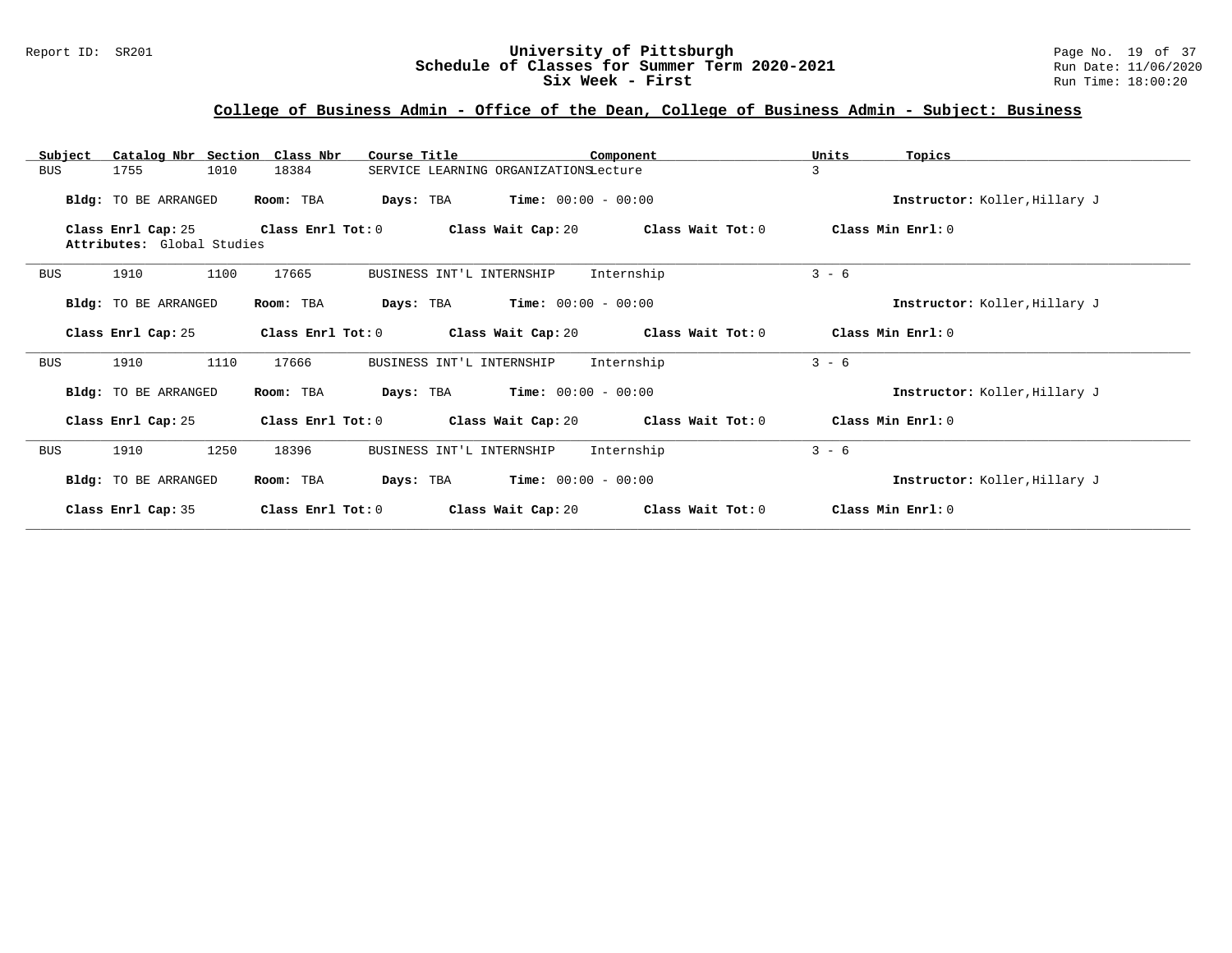## College of Business Admin - Office of the Dean, College of Business Admin - Subject: Business

| Subject | Catalog Nbr | Section | Class Nbr | Course Title | Component | Units | Topics |
|---|---|---|---|---|---|---|---|
| BUS | 1755 | 1010 | 18384 | SERVICE LEARNING ORGANIZATIONS | Lecture | 3 | |

**Bldg:** TO BE ARRANGED **Room:** TBA **Days:** TBA **Time:** 00:00 - 00:00 **Instructor:** Koller,Hillary J

**Class Enrl Cap:** 25 **Class Enrl Tot:** 0 **Class Wait Cap:** 20 **Class Wait Tot:** 0 **Class Min Enrl:** 0

**Attributes:** Global Studies

---

| Subject | Catalog Nbr | Section | Class Nbr | Course Title | Component | Units | Topics |
|---|---|---|---|---|---|---|---|
| BUS | 1910 | 1100 | 17665 | BUSINESS INT'L INTERNSHIP | Internship | 3 - 6 | |

**Bldg:** TO BE ARRANGED **Room:** TBA **Days:** TBA **Time:** 00:00 - 00:00 **Instructor:** Koller,Hillary J

**Class Enrl Cap:** 25 **Class Enrl Tot:** 0 **Class Wait Cap:** 20 **Class Wait Tot:** 0 **Class Min Enrl:** 0

---

| Subject | Catalog Nbr | Section | Class Nbr | Course Title | Component | Units | Topics |
|---|---|---|---|---|---|---|---|
| BUS | 1910 | 1110 | 17666 | BUSINESS INT'L INTERNSHIP | Internship | 3 - 6 | |

**Bldg:** TO BE ARRANGED **Room:** TBA **Days:** TBA **Time:** 00:00 - 00:00 **Instructor:** Koller,Hillary J

**Class Enrl Cap:** 25 **Class Enrl Tot:** 0 **Class Wait Cap:** 20 **Class Wait Tot:** 0 **Class Min Enrl:** 0

---

| Subject | Catalog Nbr | Section | Class Nbr | Course Title | Component | Units | Topics |
|---|---|---|---|---|---|---|---|
| BUS | 1910 | 1250 | 18396 | BUSINESS INT'L INTERNSHIP | Internship | 3 - 6 | |

**Bldg:** TO BE ARRANGED **Room:** TBA **Days:** TBA **Time:** 00:00 - 00:00 **Instructor:** Koller,Hillary J

**Class Enrl Cap:** 35 **Class Enrl Tot:** 0 **Class Wait Cap:** 20 **Class Wait Tot:** 0 **Class Min Enrl:** 0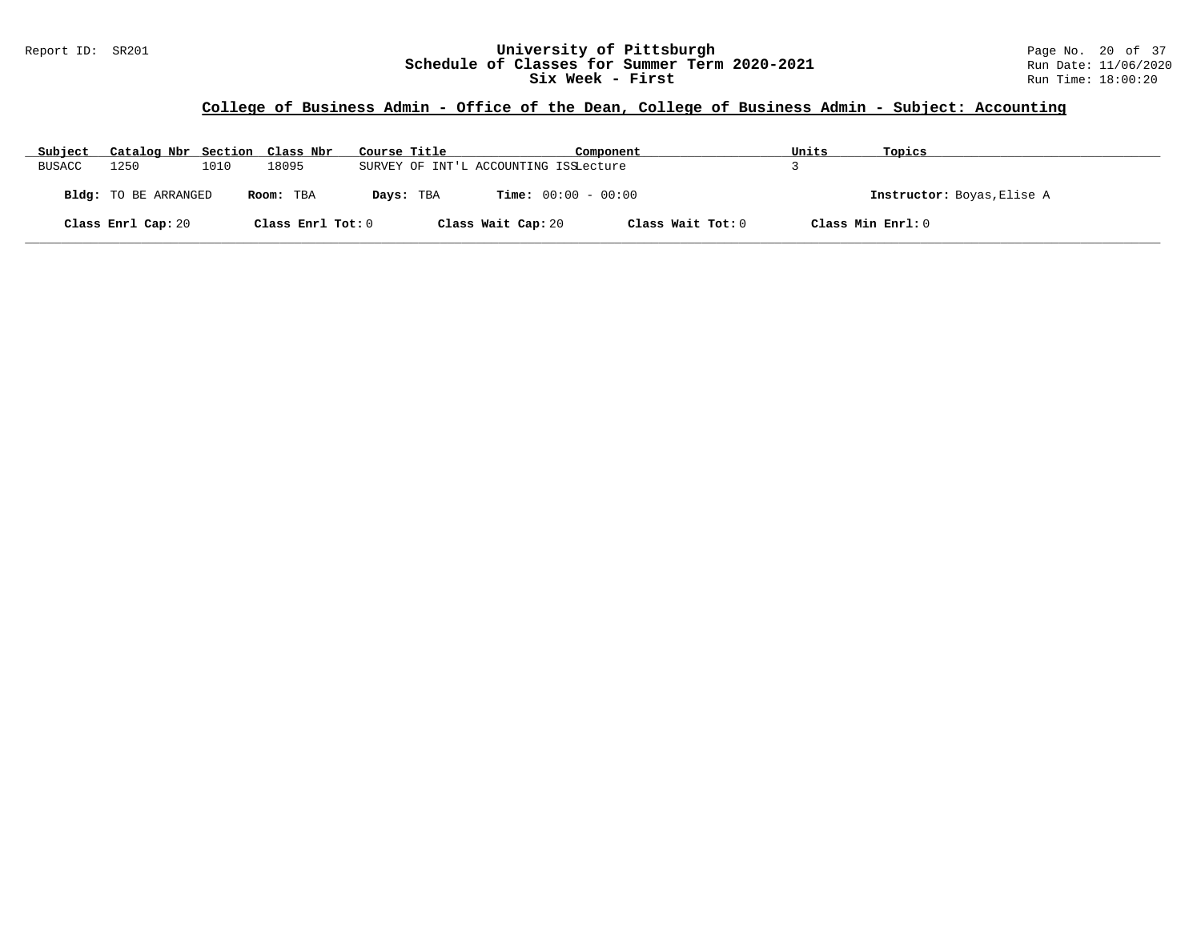# University of Pittsburgh
## Schedule of Classes for Summer Term 2020-2021
### Six Week - First

Report ID: SR201

Run Date: 11/06/2020
Run Time: 18:00:20

## College of Business Admin - Office of the Dean, College of Business Admin - Subject: Accounting

| Subject | Catalog Nbr | Section | Class Nbr | Course Title | Component | Units | Topics |
|---|---|---|---|---|---|---|---|
| BUSACC | 1250 | 1010 | 18095 | SURVEY OF INT'L ACCOUNTING ISS | Lecture | 3 | |

**Bldg:** TO BE ARRANGED **Room:** TBA **Days:** TBA **Time:** 00:00 - 00:00 **Instructor:** Boyas,Elise A

**Class Enrl Cap:** 20 **Class Enrl Tot:** 0 **Class Wait Cap:** 20 **Class Wait Tot:** 0 **Class Min Enrl:** 0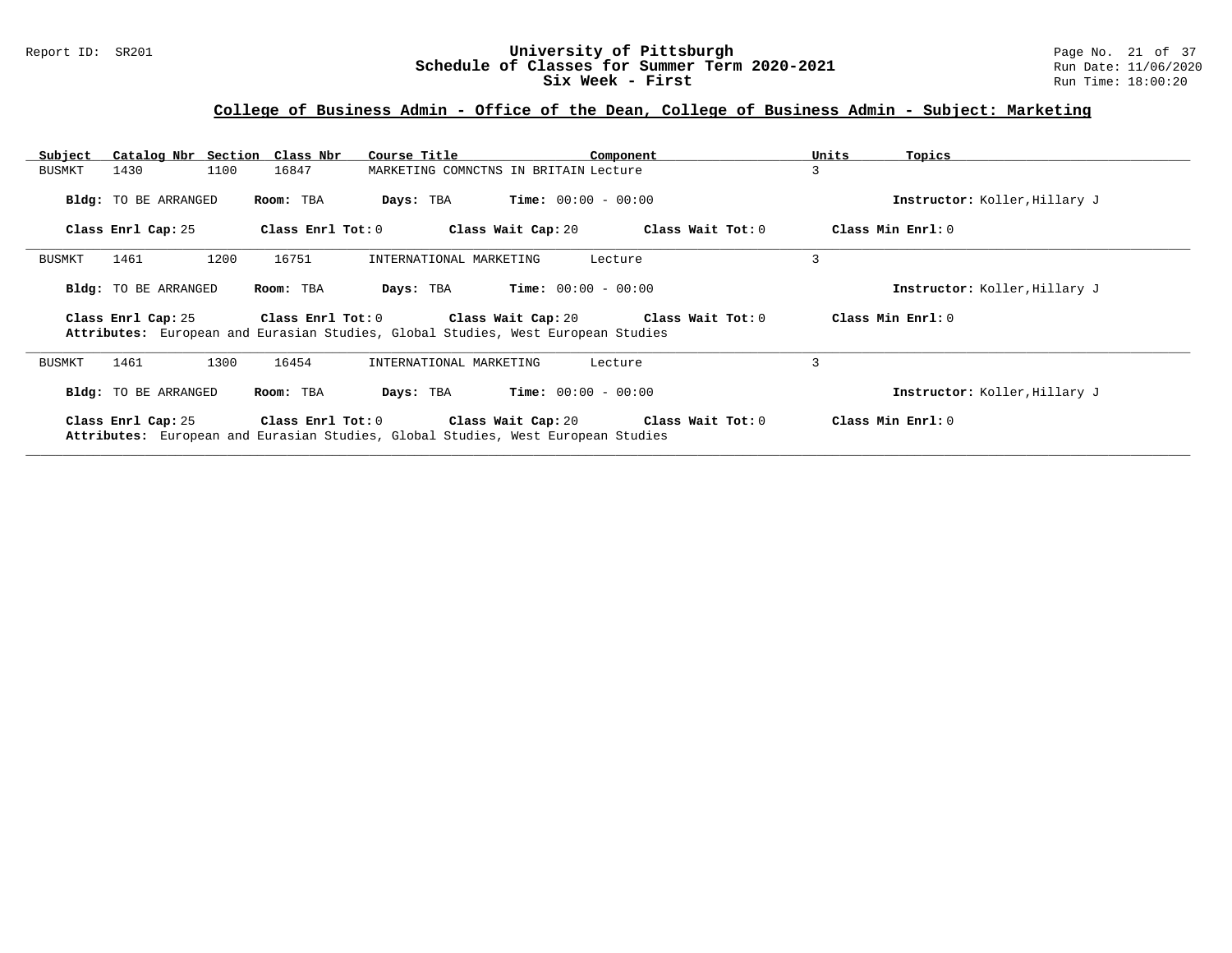## College of Business Admin - Office of the Dean, College of Business Admin - Subject: Marketing

| Subject | Catalog Nbr | Section | Class Nbr | Course Title | Component | Units | Topics |
|---|---|---|---|---|---|---|---|
| BUSMKT | 1430 | 1100 | 16847 | MARKETING COMNCTNS IN BRITAIN | Lecture | 3 | |

**Bldg:** TO BE ARRANGED **Room:** TBA **Days:** TBA **Time:** 00:00 - 00:00 **Instructor:** Koller,Hillary J

**Class Enrl Cap:** 25 **Class Enrl Tot:** 0 **Class Wait Cap:** 20 **Class Wait Tot:** 0 **Class Min Enrl:** 0

---

| Subject | Catalog Nbr | Section | Class Nbr | Course Title | Component | Units | Topics |
|---|---|---|---|---|---|---|---|
| BUSMKT | 1461 | 1200 | 16751 | INTERNATIONAL MARKETING | Lecture | 3 | |

**Bldg:** TO BE ARRANGED **Room:** TBA **Days:** TBA **Time:** 00:00 - 00:00 **Instructor:** Koller,Hillary J

**Class Enrl Cap:** 25 **Class Enrl Tot:** 0 **Class Wait Cap:** 20 **Class Wait Tot:** 0 **Class Min Enrl:** 0

**Attributes:** European and Eurasian Studies, Global Studies, West European Studies

---

| Subject | Catalog Nbr | Section | Class Nbr | Course Title | Component | Units | Topics |
|---|---|---|---|---|---|---|---|
| BUSMKT | 1461 | 1300 | 16454 | INTERNATIONAL MARKETING | Lecture | 3 | |

**Bldg:** TO BE ARRANGED **Room:** TBA **Days:** TBA **Time:** 00:00 - 00:00 **Instructor:** Koller,Hillary J

**Class Enrl Cap:** 25 **Class Enrl Tot:** 0 **Class Wait Cap:** 20 **Class Wait Tot:** 0 **Class Min Enrl:** 0

**Attributes:** European and Eurasian Studies, Global Studies, West European Studies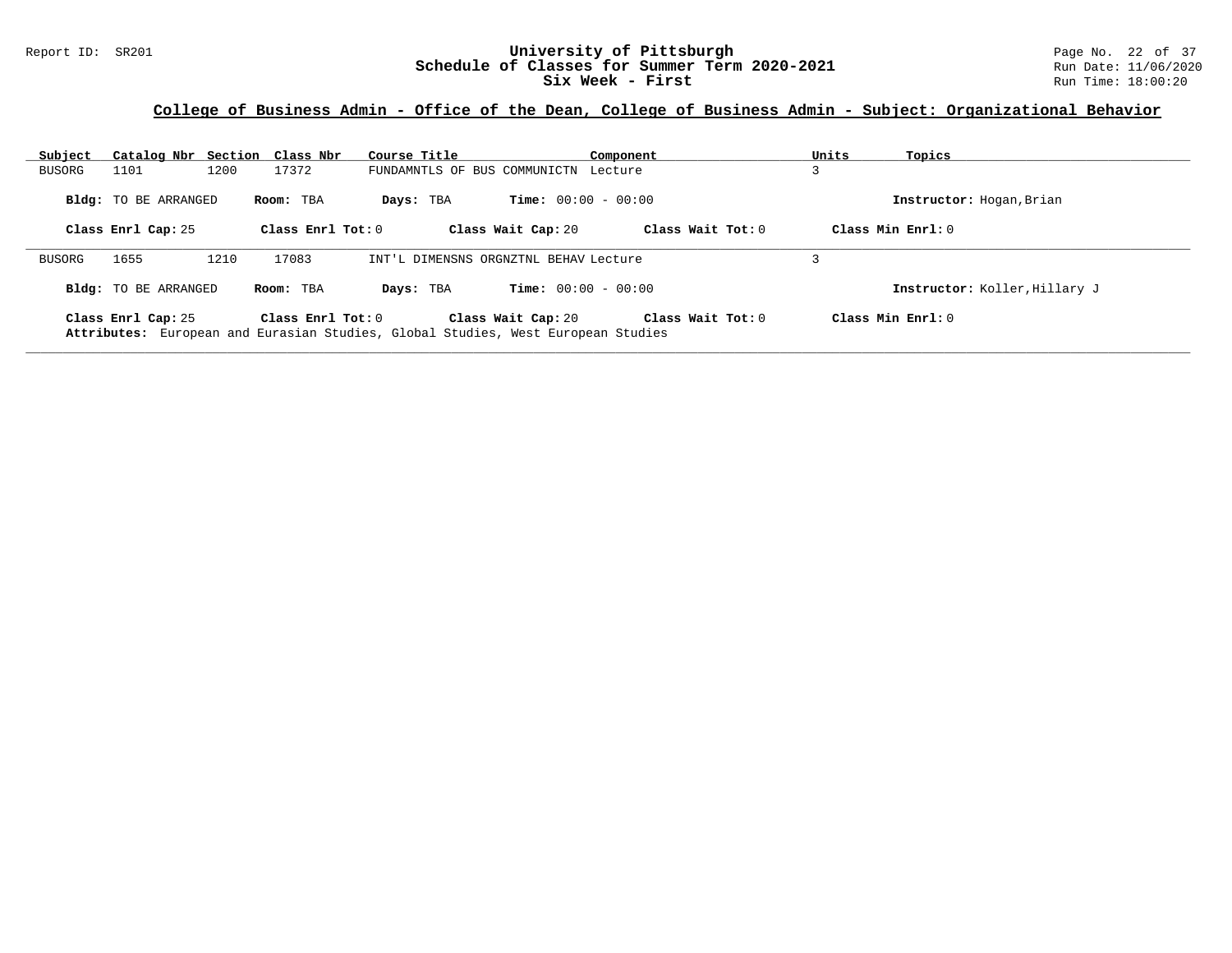## College of Business Admin - Office of the Dean, College of Business Admin - Subject: Organizational Behavior

| Subject | Catalog Nbr | Section | Class Nbr | Course Title | Component | Units | Topics |
|---|---|---|---|---|---|---|---|
| BUSORG | 1101 | 1200 | 17372 | FUNDAMNTLS OF BUS COMMUNICTN | Lecture | 3 | |

**Bldg:** TO BE ARRANGED **Room:** TBA **Days:** TBA **Time:** 00:00 - 00:00 **Instructor:** Hogan,Brian

**Class Enrl Cap:** 25 **Class Enrl Tot:** 0 **Class Wait Cap:** 20 **Class Wait Tot:** 0 **Class Min Enrl:** 0

---

| Subject | Catalog Nbr | Section | Class Nbr | Course Title | Component | Units | Topics |
|---|---|---|---|---|---|---|---|
| BUSORG | 1655 | 1210 | 17083 | INT'L DIMENSNS ORGNZTNL BEHAV | Lecture | 3 | |

**Bldg:** TO BE ARRANGED **Room:** TBA **Days:** TBA **Time:** 00:00 - 00:00 **Instructor:** Koller,Hillary J

**Class Enrl Cap:** 25 **Class Enrl Tot:** 0 **Class Wait Cap:** 20 **Class Wait Tot:** 0 **Class Min Enrl:** 0

**Attributes:** European and Eurasian Studies, Global Studies, West European Studies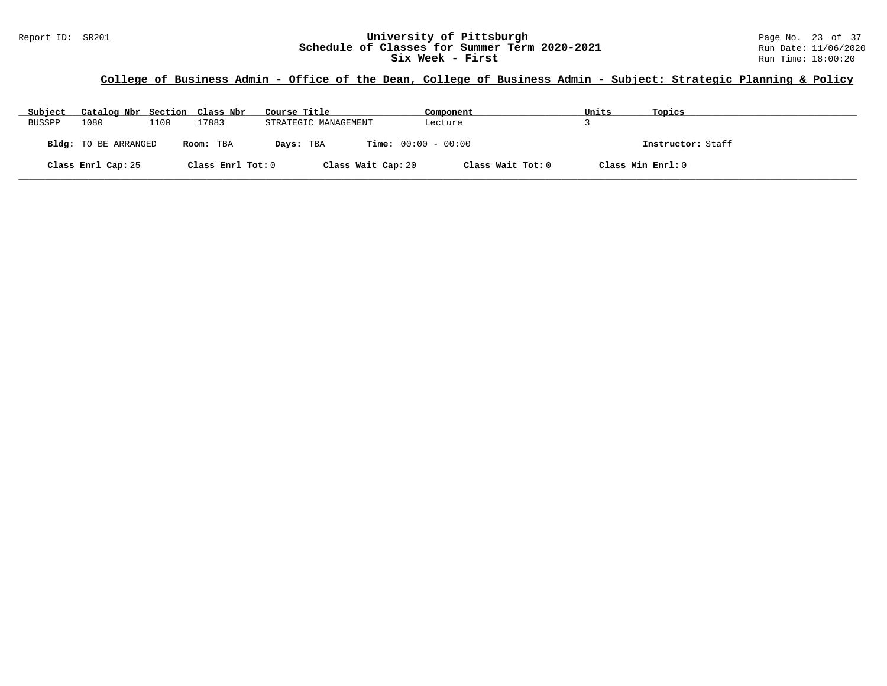Report ID: SR201

# University of Pittsburgh
## Schedule of Classes for Summer Term 2020-2021
### Six Week - First

Run Date: 11/06/2020
Run Time: 18:00:20

**College of Business Admin - Office of the Dean, College of Business Admin - Subject: Strategic Planning & Policy**

| Subject | Catalog Nbr | Section | Class Nbr | Course Title | Component | Units | Topics |
|---|---|---|---|---|---|---|---|
| BUSSPP | 1080 | 1100 | 17883 | STRATEGIC MANAGEMENT | Lecture | 3 | |

**Bldg:** TO BE ARRANGED **Room:** TBA **Days:** TBA **Time:** 00:00 - 00:00 **Instructor:** Staff

**Class Enrl Cap:** 25 **Class Enrl Tot:** 0 **Class Wait Cap:** 20 **Class Wait Tot:** 0 **Class Min Enrl:** 0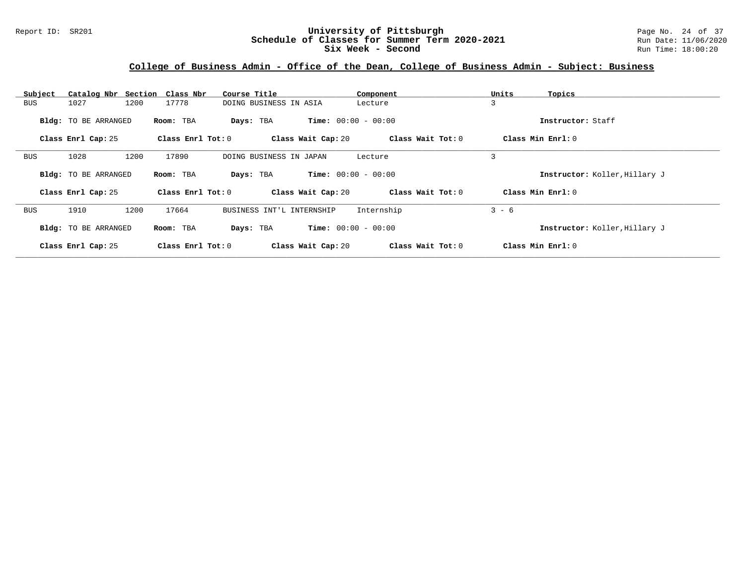# University of Pittsburgh
## Schedule of Classes for Summer Term 2020-2021
## Six Week - Second

Report ID: SR201

Run Date: 11/06/2020
Run Time: 18:00:20

### College of Business Admin - Office of the Dean, College of Business Admin - Subject: Business

| Subject | Catalog Nbr | Section | Class Nbr | Course Title | Component | Units | Topics |
|---|---|---|---|---|---|---|---|
| BUS | 1027 | 1200 | 17778 | DOING BUSINESS IN ASIA | Lecture | 3 | |

**Bldg:** TO BE ARRANGED **Room:** TBA **Days:** TBA **Time:** 00:00 - 00:00 **Instructor:** Staff

**Class Enrl Cap:** 25 **Class Enrl Tot:** 0 **Class Wait Cap:** 20 **Class Wait Tot:** 0 **Class Min Enrl:** 0

---

| Subject | Catalog Nbr | Section | Class Nbr | Course Title | Component | Units | Topics |
|---|---|---|---|---|---|---|---|
| BUS | 1028 | 1200 | 17890 | DOING BUSINESS IN JAPAN | Lecture | 3 | |

**Bldg:** TO BE ARRANGED **Room:** TBA **Days:** TBA **Time:** 00:00 - 00:00 **Instructor:** Koller,Hillary J

**Class Enrl Cap:** 25 **Class Enrl Tot:** 0 **Class Wait Cap:** 20 **Class Wait Tot:** 0 **Class Min Enrl:** 0

---

| Subject | Catalog Nbr | Section | Class Nbr | Course Title | Component | Units | Topics |
|---|---|---|---|---|---|---|---|
| BUS | 1910 | 1200 | 17664 | BUSINESS INT'L INTERNSHIP | Internship | 3 - 6 | |

**Bldg:** TO BE ARRANGED **Room:** TBA **Days:** TBA **Time:** 00:00 - 00:00 **Instructor:** Koller,Hillary J

**Class Enrl Cap:** 25 **Class Enrl Tot:** 0 **Class Wait Cap:** 20 **Class Wait Tot:** 0 **Class Min Enrl:** 0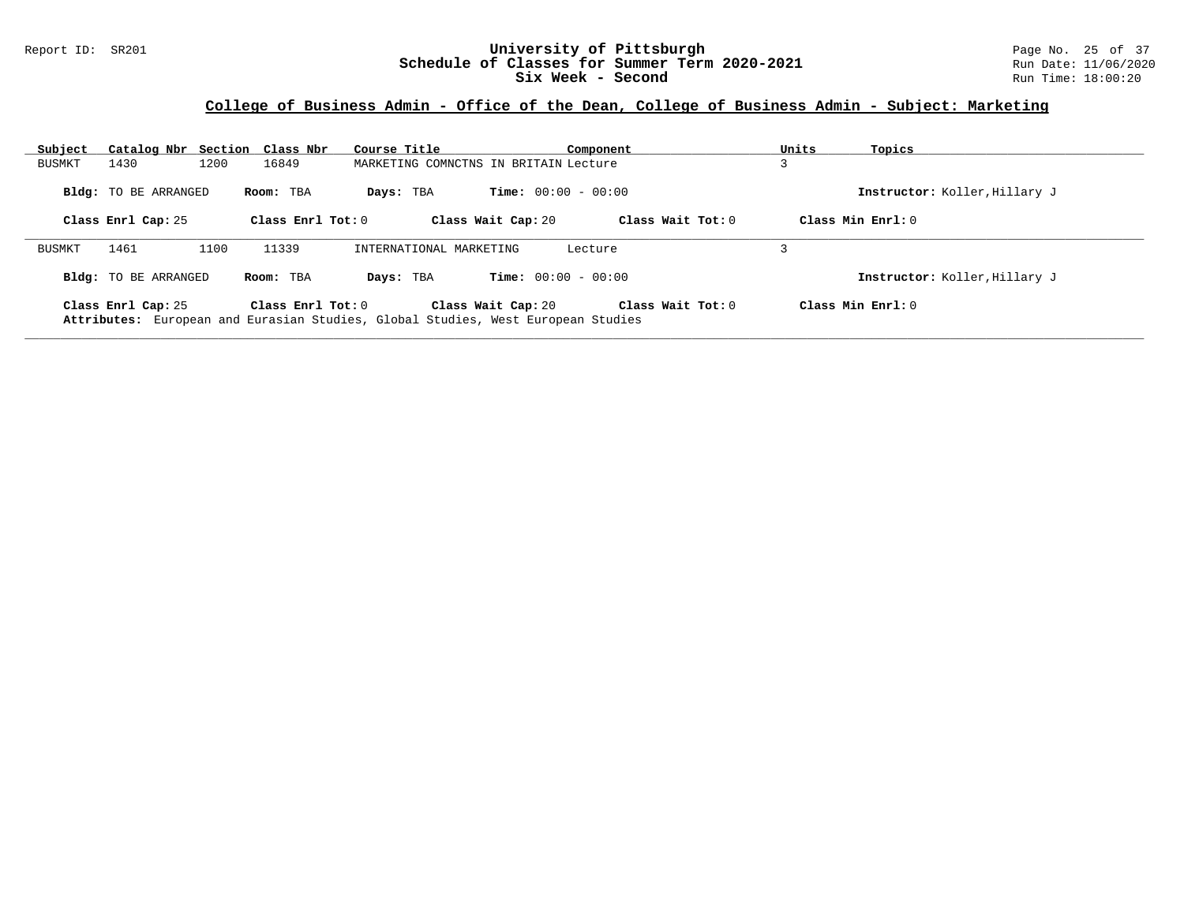## College of Business Admin - Office of the Dean, College of Business Admin - Subject: Marketing

| Subject | Catalog Nbr | Section | Class Nbr | Course Title | Component | Units | Topics |
|---|---|---|---|---|---|---|---|
| BUSMKT | 1430 | 1200 | 16849 | MARKETING COMNCTNS IN BRITAIN | Lecture | 3 | |

**Bldg:** TO BE ARRANGED **Room:** TBA **Days:** TBA **Time:** 00:00 - 00:00 **Instructor:** Koller,Hillary J

**Class Enrl Cap:** 25 **Class Enrl Tot:** 0 **Class Wait Cap:** 20 **Class Wait Tot:** 0 **Class Min Enrl:** 0

---

| Subject | Catalog Nbr | Section | Class Nbr | Course Title | Component | Units | Topics |
|---|---|---|---|---|---|---|---|
| BUSMKT | 1461 | 1100 | 11339 | INTERNATIONAL MARKETING | Lecture | 3 | |

**Bldg:** TO BE ARRANGED **Room:** TBA **Days:** TBA **Time:** 00:00 - 00:00 **Instructor:** Koller,Hillary J

**Class Enrl Cap:** 25 **Class Enrl Tot:** 0 **Class Wait Cap:** 20 **Class Wait Tot:** 0 **Class Min Enrl:** 0

**Attributes:** European and Eurasian Studies, Global Studies, West European Studies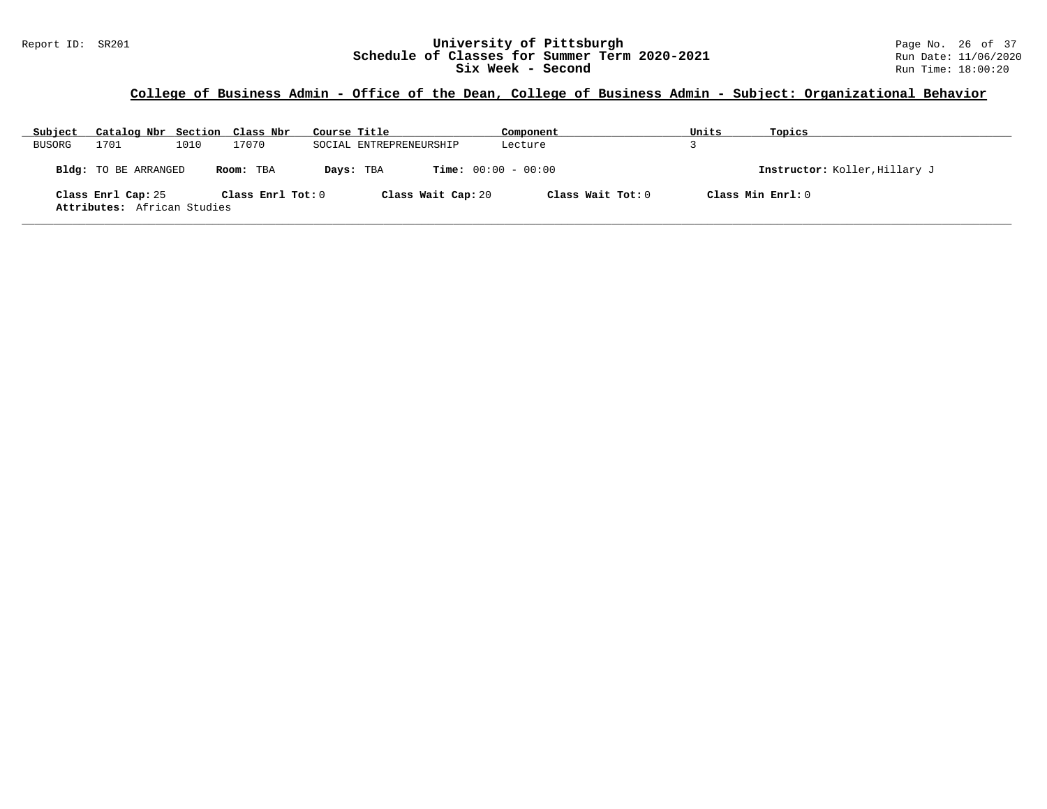## College of Business Admin - Office of the Dean, College of Business Admin - Subject: Organizational Behavior

| Subject | Catalog Nbr | Section | Class Nbr | Course Title | Component | Units | Topics |
|---|---|---|---|---|---|---|---|
| BUSORG | 1701 | 1010 | 17070 | SOCIAL ENTREPRENEURSHIP | Lecture | 3 | |

**Bldg:** TO BE ARRANGED **Room:** TBA **Days:** TBA **Time:** 00:00 - 00:00 **Instructor:** Koller,Hillary J

**Class Enrl Cap:** 25 **Class Enrl Tot:** 0 **Class Wait Cap:** 20 **Class Wait Tot:** 0 **Class Min Enrl:** 0

**Attributes:** African Studies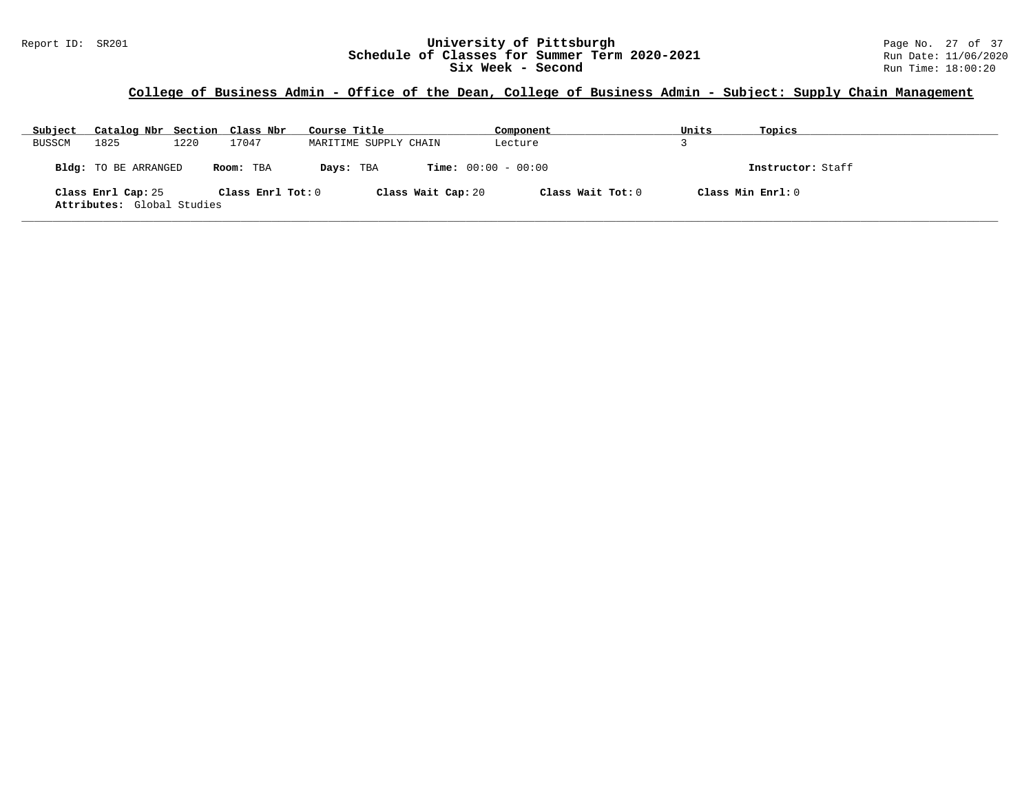## College of Business Admin - Office of the Dean, College of Business Admin - Subject: Supply Chain Management

| Subject | Catalog Nbr | Section | Class Nbr | Course Title | Component | Units | Topics |
|---|---|---|---|---|---|---|---|
| BUSSCM | 1825 | 1220 | 17047 | MARITIME SUPPLY CHAIN | Lecture | 3 | |

**Bldg:** TO BE ARRANGED **Room:** TBA **Days:** TBA **Time:** 00:00 - 00:00 **Instructor:** Staff

**Class Enrl Cap:** 25 **Class Enrl Tot:** 0 **Class Wait Cap:** 20 **Class Wait Tot:** 0 **Class Min Enrl:** 0

**Attributes:** Global Studies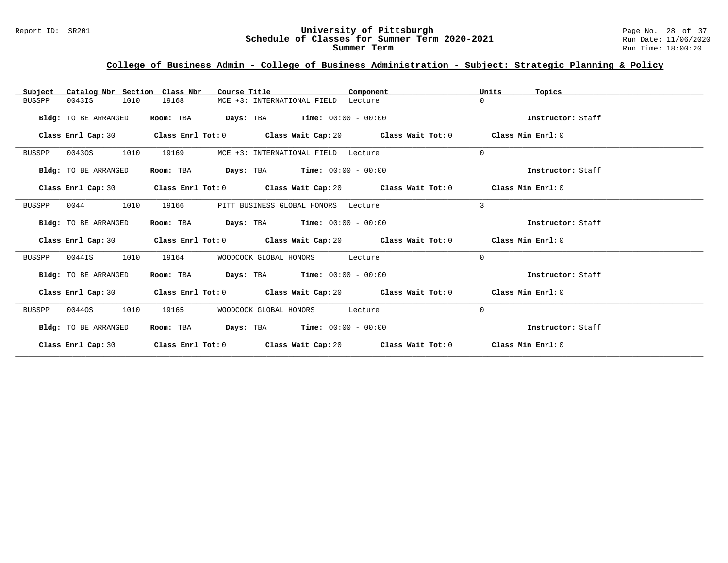## College of Business Admin - College of Business Administration - Subject: Strategic Planning & Policy

| Subject | Catalog Nbr | Section | Class Nbr | Course Title | Component | Units | Topics |
|---|---|---|---|---|---|---|---|
| BUSSPP | 0043IS | 1010 | 19168 | MCE +3: INTERNATIONAL FIELD | Lecture | 0 | |

**Bldg:** TO BE ARRANGED **Room:** TBA **Days:** TBA **Time:** 00:00 - 00:00 **Instructor:** Staff

**Class Enrl Cap:** 30 **Class Enrl Tot:** 0 **Class Wait Cap:** 20 **Class Wait Tot:** 0 **Class Min Enrl:** 0

| Subject | Catalog Nbr | Section | Class Nbr | Course Title | Component | Units | Topics |
|---|---|---|---|---|---|---|---|
| BUSSPP | 0043OS | 1010 | 19169 | MCE +3: INTERNATIONAL FIELD | Lecture | 0 | |

**Bldg:** TO BE ARRANGED **Room:** TBA **Days:** TBA **Time:** 00:00 - 00:00 **Instructor:** Staff

**Class Enrl Cap:** 30 **Class Enrl Tot:** 0 **Class Wait Cap:** 20 **Class Wait Tot:** 0 **Class Min Enrl:** 0

| Subject | Catalog Nbr | Section | Class Nbr | Course Title | Component | Units | Topics |
|---|---|---|---|---|---|---|---|
| BUSSPP | 0044 | 1010 | 19166 | PITT BUSINESS GLOBAL HONORS | Lecture | 3 | |

**Bldg:** TO BE ARRANGED **Room:** TBA **Days:** TBA **Time:** 00:00 - 00:00 **Instructor:** Staff

**Class Enrl Cap:** 30 **Class Enrl Tot:** 0 **Class Wait Cap:** 20 **Class Wait Tot:** 0 **Class Min Enrl:** 0

| Subject | Catalog Nbr | Section | Class Nbr | Course Title | Component | Units | Topics |
|---|---|---|---|---|---|---|---|
| BUSSPP | 0044IS | 1010 | 19164 | WOODCOCK GLOBAL HONORS | Lecture | 0 | |

**Bldg:** TO BE ARRANGED **Room:** TBA **Days:** TBA **Time:** 00:00 - 00:00 **Instructor:** Staff

**Class Enrl Cap:** 30 **Class Enrl Tot:** 0 **Class Wait Cap:** 20 **Class Wait Tot:** 0 **Class Min Enrl:** 0

| Subject | Catalog Nbr | Section | Class Nbr | Course Title | Component | Units | Topics |
|---|---|---|---|---|---|---|---|
| BUSSPP | 0044OS | 1010 | 19165 | WOODCOCK GLOBAL HONORS | Lecture | 0 | |

**Bldg:** TO BE ARRANGED **Room:** TBA **Days:** TBA **Time:** 00:00 - 00:00 **Instructor:** Staff

**Class Enrl Cap:** 30 **Class Enrl Tot:** 0 **Class Wait Cap:** 20 **Class Wait Tot:** 0 **Class Min Enrl:** 0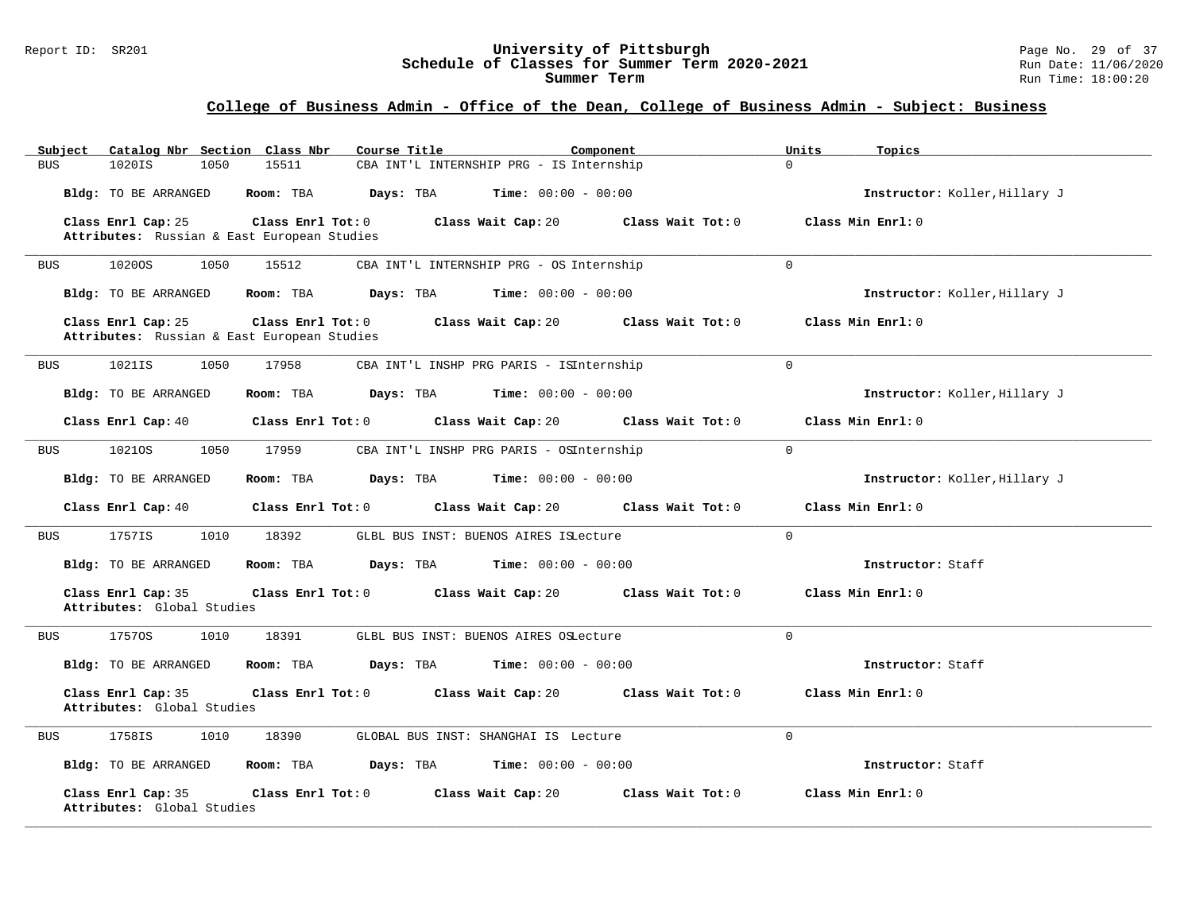# University of Pittsburgh
## Schedule of Classes for Summer Term 2020-2021
### Summer Term

## College of Business Admin - Office of the Dean, College of Business Admin - Subject: Business

| Subject | Catalog Nbr | Section | Class Nbr | Course Title | Component | Units | Topics |
|---|---|---|---|---|---|---|---|
| BUS | 1020IS | 1050 | 15511 | CBA INT'L INTERNSHIP PRG - IS | Internship | 0 | |

**Bldg:** TO BE ARRANGED **Room:** TBA **Days:** TBA **Time:** 00:00 - 00:00 **Instructor:** Koller,Hillary J

**Class Enrl Cap:** 25 **Class Enrl Tot:** 0 **Class Wait Cap:** 20 **Class Wait Tot:** 0 **Class Min Enrl:** 0

**Attributes:** Russian & East European Studies

---

| Subject | Catalog Nbr | Section | Class Nbr | Course Title | Component | Units | Topics |
|---|---|---|---|---|---|---|---|
| BUS | 1020OS | 1050 | 15512 | CBA INT'L INTERNSHIP PRG - OS | Internship | 0 | |

**Bldg:** TO BE ARRANGED **Room:** TBA **Days:** TBA **Time:** 00:00 - 00:00 **Instructor:** Koller,Hillary J

**Class Enrl Cap:** 25 **Class Enrl Tot:** 0 **Class Wait Cap:** 20 **Class Wait Tot:** 0 **Class Min Enrl:** 0

**Attributes:** Russian & East European Studies

---

| Subject | Catalog Nbr | Section | Class Nbr | Course Title | Component | Units | Topics |
|---|---|---|---|---|---|---|---|
| BUS | 1021IS | 1050 | 17958 | CBA INT'L INSHP PRG PARIS - IS | Internship | 0 | |

**Bldg:** TO BE ARRANGED **Room:** TBA **Days:** TBA **Time:** 00:00 - 00:00 **Instructor:** Koller,Hillary J

**Class Enrl Cap:** 40 **Class Enrl Tot:** 0 **Class Wait Cap:** 20 **Class Wait Tot:** 0 **Class Min Enrl:** 0

---

| Subject | Catalog Nbr | Section | Class Nbr | Course Title | Component | Units | Topics |
|---|---|---|---|---|---|---|---|
| BUS | 1021OS | 1050 | 17959 | CBA INT'L INSHP PRG PARIS - OS | Internship | 0 | |

**Bldg:** TO BE ARRANGED **Room:** TBA **Days:** TBA **Time:** 00:00 - 00:00 **Instructor:** Koller,Hillary J

**Class Enrl Cap:** 40 **Class Enrl Tot:** 0 **Class Wait Cap:** 20 **Class Wait Tot:** 0 **Class Min Enrl:** 0

---

| Subject | Catalog Nbr | Section | Class Nbr | Course Title | Component | Units | Topics |
|---|---|---|---|---|---|---|---|
| BUS | 1757IS | 1010 | 18392 | GLBL BUS INST: BUENOS AIRES IS | Lecture | 0 | |

**Bldg:** TO BE ARRANGED **Room:** TBA **Days:** TBA **Time:** 00:00 - 00:00 **Instructor:** Staff

**Class Enrl Cap:** 35 **Class Enrl Tot:** 0 **Class Wait Cap:** 20 **Class Wait Tot:** 0 **Class Min Enrl:** 0

**Attributes:** Global Studies

---

| Subject | Catalog Nbr | Section | Class Nbr | Course Title | Component | Units | Topics |
|---|---|---|---|---|---|---|---|
| BUS | 1757OS | 1010 | 18391 | GLBL BUS INST: BUENOS AIRES OS | Lecture | 0 | |

**Bldg:** TO BE ARRANGED **Room:** TBA **Days:** TBA **Time:** 00:00 - 00:00 **Instructor:** Staff

**Class Enrl Cap:** 35 **Class Enrl Tot:** 0 **Class Wait Cap:** 20 **Class Wait Tot:** 0 **Class Min Enrl:** 0

**Attributes:** Global Studies

---

| Subject | Catalog Nbr | Section | Class Nbr | Course Title | Component | Units | Topics |
|---|---|---|---|---|---|---|---|
| BUS | 1758IS | 1010 | 18390 | GLOBAL BUS INST: SHANGHAI IS | Lecture | 0 | |

**Bldg:** TO BE ARRANGED **Room:** TBA **Days:** TBA **Time:** 00:00 - 00:00 **Instructor:** Staff

**Class Enrl Cap:** 35 **Class Enrl Tot:** 0 **Class Wait Cap:** 20 **Class Wait Tot:** 0 **Class Min Enrl:** 0

**Attributes:** Global Studies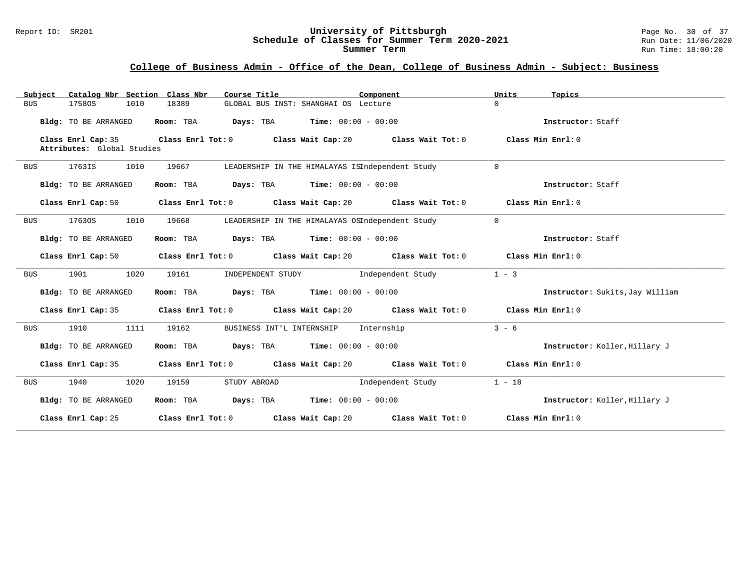## College of Business Admin - Office of the Dean, College of Business Admin - Subject: Business

| Subject | Catalog Nbr | Section | Class Nbr | Course Title | Component | Units | Topics |
|---|---|---|---|---|---|---|---|
| BUS | 1758OS | 1010 | 18389 | GLOBAL BUS INST: SHANGHAI OS | Lecture | 0 | |

**Bldg:** TO BE ARRANGED **Room:** TBA **Days:** TBA **Time:** 00:00 - 00:00 **Instructor:** Staff

**Class Enrl Cap:** 35 **Class Enrl Tot:** 0 **Class Wait Cap:** 20 **Class Wait Tot:** 0 **Class Min Enrl:** 0

**Attributes:** Global Studies

---

| Subject | Catalog Nbr | Section | Class Nbr | Course Title | Component | Units | Topics |
|---|---|---|---|---|---|---|---|
| BUS | 1763IS | 1010 | 19667 | LEADERSHIP IN THE HIMALAYAS IS | Independent Study | 0 | |

**Bldg:** TO BE ARRANGED **Room:** TBA **Days:** TBA **Time:** 00:00 - 00:00 **Instructor:** Staff

**Class Enrl Cap:** 50 **Class Enrl Tot:** 0 **Class Wait Cap:** 20 **Class Wait Tot:** 0 **Class Min Enrl:** 0

---

| Subject | Catalog Nbr | Section | Class Nbr | Course Title | Component | Units | Topics |
|---|---|---|---|---|---|---|---|
| BUS | 1763OS | 1010 | 19668 | LEADERSHIP IN THE HIMALAYAS OS | Independent Study | 0 | |

**Bldg:** TO BE ARRANGED **Room:** TBA **Days:** TBA **Time:** 00:00 - 00:00 **Instructor:** Staff

**Class Enrl Cap:** 50 **Class Enrl Tot:** 0 **Class Wait Cap:** 20 **Class Wait Tot:** 0 **Class Min Enrl:** 0

---

| Subject | Catalog Nbr | Section | Class Nbr | Course Title | Component | Units | Topics |
|---|---|---|---|---|---|---|---|
| BUS | 1901 | 1020 | 19161 | INDEPENDENT STUDY | Independent Study | 1 - 3 | |

**Bldg:** TO BE ARRANGED **Room:** TBA **Days:** TBA **Time:** 00:00 - 00:00 **Instructor:** Sukits,Jay William

**Class Enrl Cap:** 35 **Class Enrl Tot:** 0 **Class Wait Cap:** 20 **Class Wait Tot:** 0 **Class Min Enrl:** 0

---

| Subject | Catalog Nbr | Section | Class Nbr | Course Title | Component | Units | Topics |
|---|---|---|---|---|---|---|---|
| BUS | 1910 | 1111 | 19162 | BUSINESS INT'L INTERNSHIP | Internship | 3 - 6 | |

**Bldg:** TO BE ARRANGED **Room:** TBA **Days:** TBA **Time:** 00:00 - 00:00 **Instructor:** Koller,Hillary J

**Class Enrl Cap:** 35 **Class Enrl Tot:** 0 **Class Wait Cap:** 20 **Class Wait Tot:** 0 **Class Min Enrl:** 0

---

| Subject | Catalog Nbr | Section | Class Nbr | Course Title | Component | Units | Topics |
|---|---|---|---|---|---|---|---|
| BUS | 1940 | 1020 | 19159 | STUDY ABROAD | Independent Study | 1 - 18 | |

**Bldg:** TO BE ARRANGED **Room:** TBA **Days:** TBA **Time:** 00:00 - 00:00 **Instructor:** Koller,Hillary J

**Class Enrl Cap:** 25 **Class Enrl Tot:** 0 **Class Wait Cap:** 20 **Class Wait Tot:** 0 **Class Min Enrl:** 0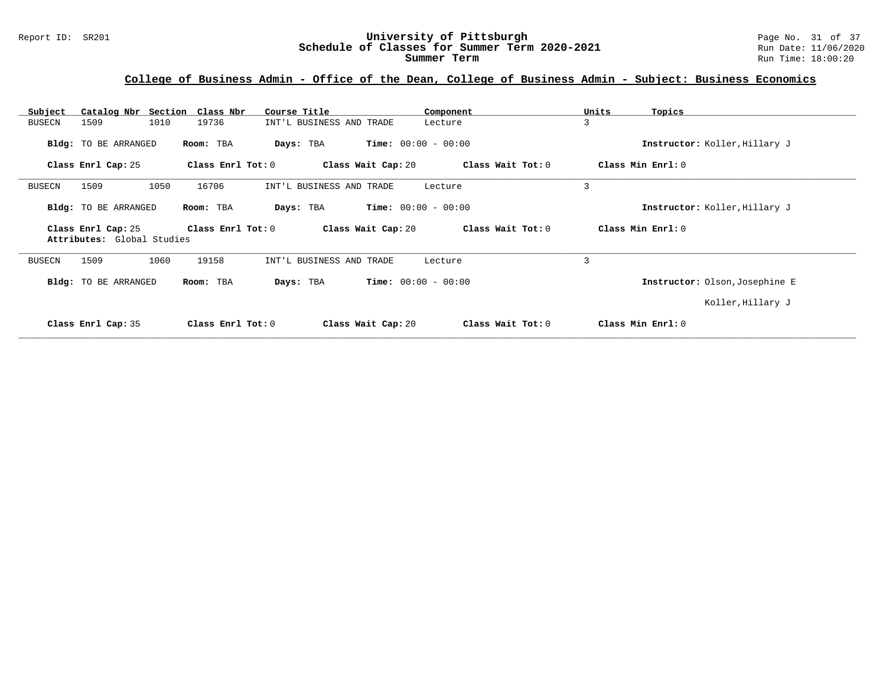## College of Business Admin - Office of the Dean, College of Business Admin - Subject: Business Economics

| Subject | Catalog Nbr | Section | Class Nbr | Course Title | Component | Units | Topics |
|---|---|---|---|---|---|---|---|
| BUSECN | 1509 | 1010 | 19736 | INT'L BUSINESS AND TRADE | Lecture | 3 | |

**Bldg:** TO BE ARRANGED **Room:** TBA **Days:** TBA **Time:** 00:00 - 00:00 **Instructor:** Koller,Hillary J

**Class Enrl Cap:** 25 **Class Enrl Tot:** 0 **Class Wait Cap:** 20 **Class Wait Tot:** 0 **Class Min Enrl:** 0

---

| Subject | Catalog Nbr | Section | Class Nbr | Course Title | Component | Units | Topics |
|---|---|---|---|---|---|---|---|
| BUSECN | 1509 | 1050 | 16706 | INT'L BUSINESS AND TRADE | Lecture | 3 | |

**Bldg:** TO BE ARRANGED **Room:** TBA **Days:** TBA **Time:** 00:00 - 00:00 **Instructor:** Koller,Hillary J

**Class Enrl Cap:** 25 **Class Enrl Tot:** 0 **Class Wait Cap:** 20 **Class Wait Tot:** 0 **Class Min Enrl:** 0

**Attributes:** Global Studies

---

| Subject | Catalog Nbr | Section | Class Nbr | Course Title | Component | Units | Topics |
|---|---|---|---|---|---|---|---|
| BUSECN | 1509 | 1060 | 19158 | INT'L BUSINESS AND TRADE | Lecture | 3 | |

**Bldg:** TO BE ARRANGED **Room:** TBA **Days:** TBA **Time:** 00:00 - 00:00 **Instructor:** Olson,Josephine E

Koller,Hillary J

**Class Enrl Cap:** 35 **Class Enrl Tot:** 0 **Class Wait Cap:** 20 **Class Wait Tot:** 0 **Class Min Enrl:** 0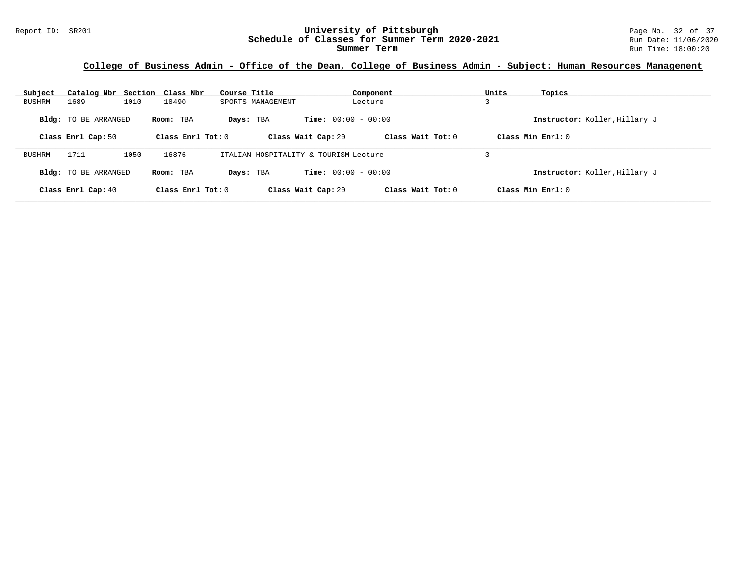## College of Business Admin - Office of the Dean, College of Business Admin - Subject: Human Resources Management

| Subject | Catalog Nbr | Section | Class Nbr | Course Title | Component | Units | Topics |
|---|---|---|---|---|---|---|---|
| BUSHRM | 1689 | 1010 | 18490 | SPORTS MANAGEMENT | Lecture | 3 | |

**Bldg:** TO BE ARRANGED **Room:** TBA **Days:** TBA **Time:** 00:00 - 00:00 **Instructor:** Koller,Hillary J

**Class Enrl Cap:** 50 **Class Enrl Tot:** 0 **Class Wait Cap:** 20 **Class Wait Tot:** 0 **Class Min Enrl:** 0

| Subject | Catalog Nbr | Section | Class Nbr | Course Title | Component | Units | Topics |
|---|---|---|---|---|---|---|---|
| BUSHRM | 1711 | 1050 | 16876 | ITALIAN HOSPITALITY & TOURISM | Lecture | 3 | |

**Bldg:** TO BE ARRANGED **Room:** TBA **Days:** TBA **Time:** 00:00 - 00:00 **Instructor:** Koller,Hillary J

**Class Enrl Cap:** 40 **Class Enrl Tot:** 0 **Class Wait Cap:** 20 **Class Wait Tot:** 0 **Class Min Enrl:** 0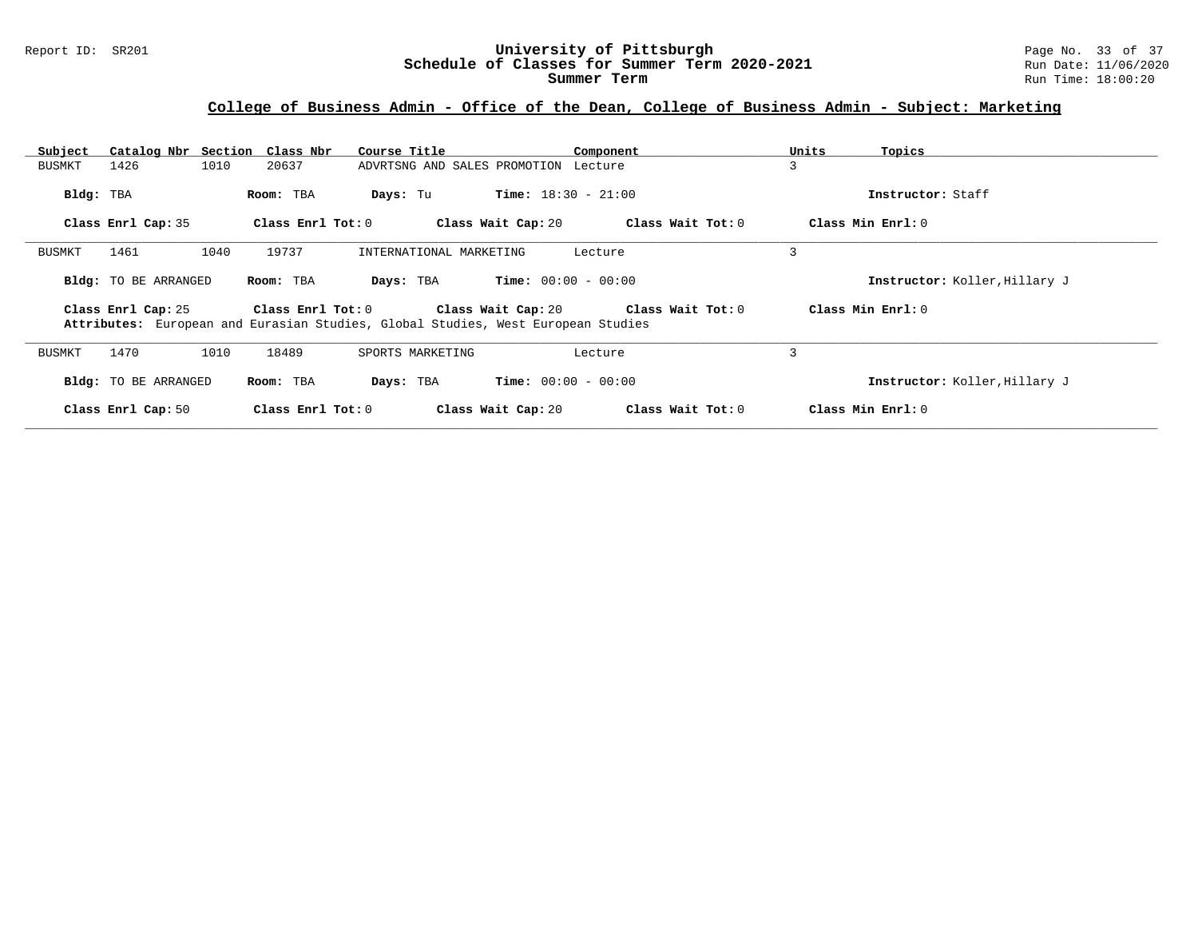## College of Business Admin - Office of the Dean, College of Business Admin - Subject: Marketing

| Subject | Catalog Nbr | Section | Class Nbr | Course Title | Component | Units | Topics |
|---|---|---|---|---|---|---|---|
| BUSMKT | 1426 | 1010 | 20637 | ADVRTSNG AND SALES PROMOTION | Lecture | 3 | |

**Bldg:** TBA **Room:** TBA **Days:** Tu **Time:** 18:30 - 21:00 **Instructor:** Staff

**Class Enrl Cap:** 35 **Class Enrl Tot:** 0 **Class Wait Cap:** 20 **Class Wait Tot:** 0 **Class Min Enrl:** 0

---

| Subject | Catalog Nbr | Section | Class Nbr | Course Title | Component | Units | Topics |
|---|---|---|---|---|---|---|---|
| BUSMKT | 1461 | 1040 | 19737 | INTERNATIONAL MARKETING | Lecture | 3 | |

**Bldg:** TO BE ARRANGED **Room:** TBA **Days:** TBA **Time:** 00:00 - 00:00 **Instructor:** Koller,Hillary J

**Class Enrl Cap:** 25 **Class Enrl Tot:** 0 **Class Wait Cap:** 20 **Class Wait Tot:** 0 **Class Min Enrl:** 0

**Attributes:** European and Eurasian Studies, Global Studies, West European Studies

---

| Subject | Catalog Nbr | Section | Class Nbr | Course Title | Component | Units | Topics |
|---|---|---|---|---|---|---|---|
| BUSMKT | 1470 | 1010 | 18489 | SPORTS MARKETING | Lecture | 3 | |

**Bldg:** TO BE ARRANGED **Room:** TBA **Days:** TBA **Time:** 00:00 - 00:00 **Instructor:** Koller,Hillary J

**Class Enrl Cap:** 50 **Class Enrl Tot:** 0 **Class Wait Cap:** 20 **Class Wait Tot:** 0 **Class Min Enrl:** 0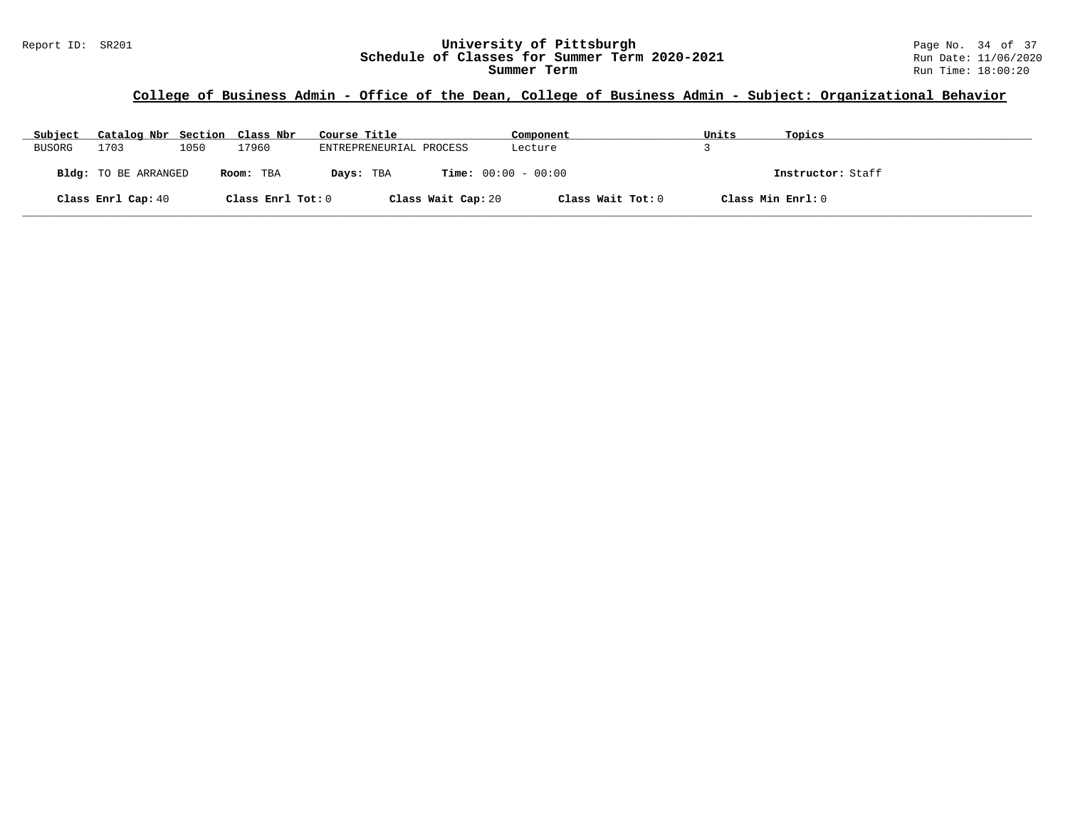## College of Business Admin - Office of the Dean, College of Business Admin - Subject: Organizational Behavior

| Subject | Catalog Nbr | Section | Class Nbr | Course Title | Component | Units | Topics |
|---|---|---|---|---|---|---|---|
| BUSORG | 1703 | 1050 | 17960 | ENTREPRENEURIAL PROCESS | Lecture | 3 | |

**Bldg:** TO BE ARRANGED **Room:** TBA **Days:** TBA **Time:** 00:00 - 00:00 **Instructor:** Staff

**Class Enrl Cap:** 40 **Class Enrl Tot:** 0 **Class Wait Cap:** 20 **Class Wait Tot:** 0 **Class Min Enrl:** 0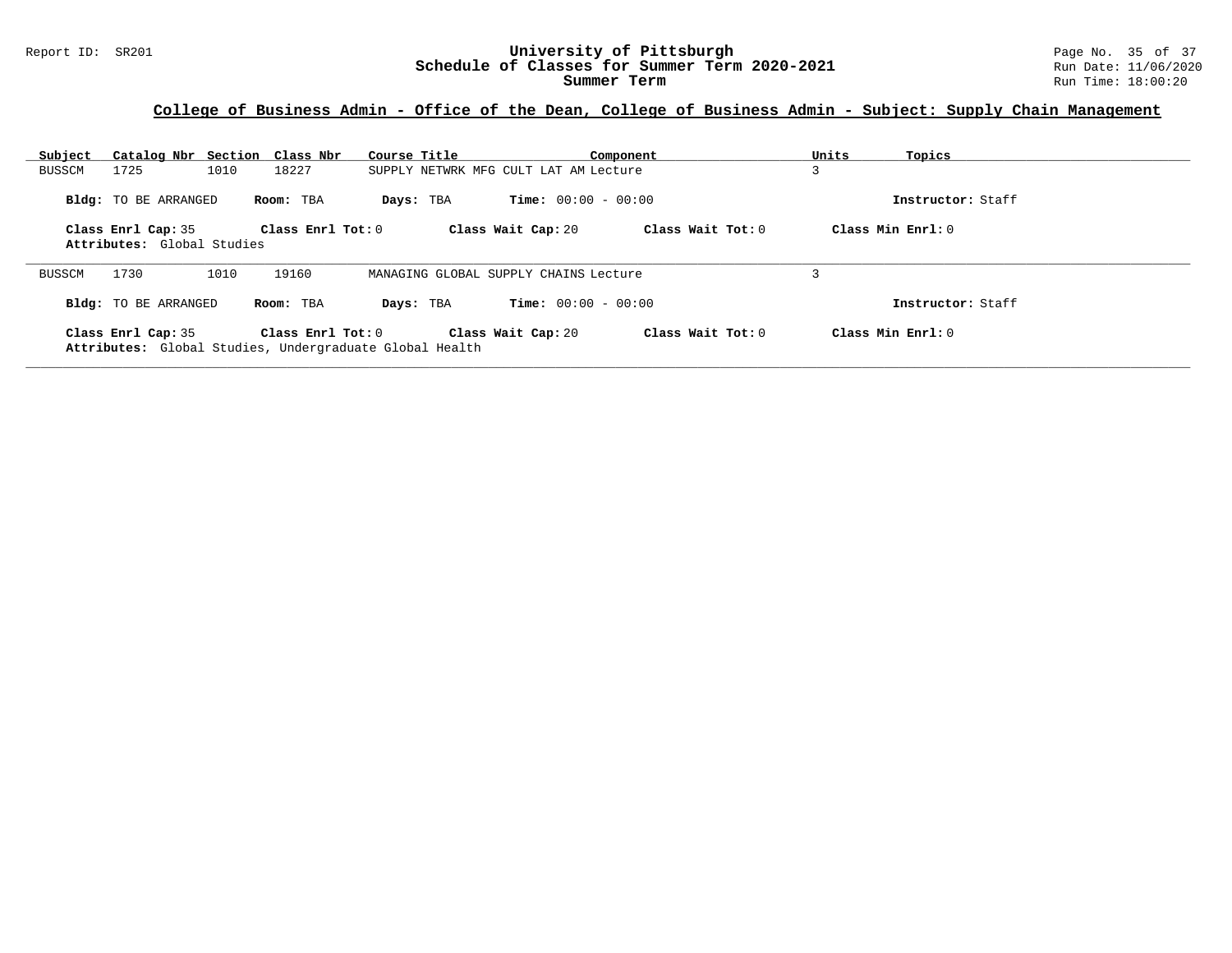## College of Business Admin - Office of the Dean, College of Business Admin - Subject: Supply Chain Management

| Subject | Catalog Nbr | Section | Class Nbr | Course Title | Component | Units | Topics |
|---|---|---|---|---|---|---|---|
| BUSSCM | 1725 | 1010 | 18227 | SUPPLY NETWRK MFG CULT LAT AM | Lecture | 3 | |

**Bldg:** TO BE ARRANGED **Room:** TBA **Days:** TBA **Time:** 00:00 - 00:00 **Instructor:** Staff

**Class Enrl Cap:** 35 **Class Enrl Tot:** 0 **Class Wait Cap:** 20 **Class Wait Tot:** 0 **Class Min Enrl:** 0

**Attributes:** Global Studies

---

| Subject | Catalog Nbr | Section | Class Nbr | Course Title | Component | Units | Topics |
|---|---|---|---|---|---|---|---|
| BUSSCM | 1730 | 1010 | 19160 | MANAGING GLOBAL SUPPLY CHAINS | Lecture | 3 | |

**Bldg:** TO BE ARRANGED **Room:** TBA **Days:** TBA **Time:** 00:00 - 00:00 **Instructor:** Staff

**Class Enrl Cap:** 35 **Class Enrl Tot:** 0 **Class Wait Cap:** 20 **Class Wait Tot:** 0 **Class Min Enrl:** 0

**Attributes:** Global Studies, Undergraduate Global Health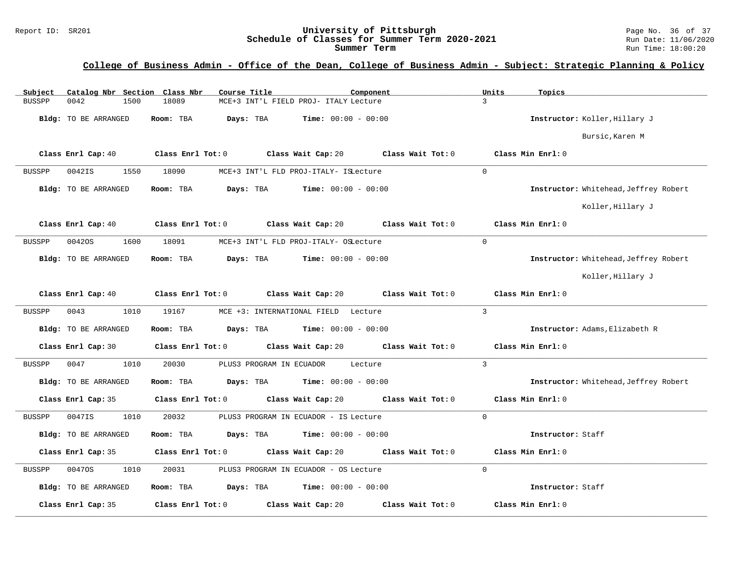## College of Business Admin - Office of the Dean, College of Business Admin - Subject: Strategic Planning & Policy

| Subject | Catalog Nbr | Section | Class Nbr | Course Title | Component | Units | Topics |
|---|---|---|---|---|---|---|---|
| BUSSPP | 0042 | 1500 | 18089 | MCE+3 INT'L FIELD PROJ- ITALY | Lecture | 3 | |

**Bldg:** TO BE ARRANGED **Room:** TBA **Days:** TBA **Time:** 00:00 - 00:00 **Instructor:** Koller,Hillary J; Bursic,Karen M

**Class Enrl Cap:** 40 **Class Enrl Tot:** 0 **Class Wait Cap:** 20 **Class Wait Tot:** 0 **Class Min Enrl:** 0

| Subject | Catalog Nbr | Section | Class Nbr | Course Title | Component | Units | Topics |
|---|---|---|---|---|---|---|---|
| BUSSPP | 0042IS | 1550 | 18090 | MCE+3 INT'L FLD PROJ-ITALY- IS | Lecture | 0 | |

**Bldg:** TO BE ARRANGED **Room:** TBA **Days:** TBA **Time:** 00:00 - 00:00 **Instructor:** Whitehead,Jeffrey Robert; Koller,Hillary J

**Class Enrl Cap:** 40 **Class Enrl Tot:** 0 **Class Wait Cap:** 20 **Class Wait Tot:** 0 **Class Min Enrl:** 0

| Subject | Catalog Nbr | Section | Class Nbr | Course Title | Component | Units | Topics |
|---|---|---|---|---|---|---|---|
| BUSSPP | 0042OS | 1600 | 18091 | MCE+3 INT'L FLD PROJ-ITALY- OS | Lecture | 0 | |

**Bldg:** TO BE ARRANGED **Room:** TBA **Days:** TBA **Time:** 00:00 - 00:00 **Instructor:** Whitehead,Jeffrey Robert; Koller,Hillary J

**Class Enrl Cap:** 40 **Class Enrl Tot:** 0 **Class Wait Cap:** 20 **Class Wait Tot:** 0 **Class Min Enrl:** 0

| Subject | Catalog Nbr | Section | Class Nbr | Course Title | Component | Units | Topics |
|---|---|---|---|---|---|---|---|
| BUSSPP | 0043 | 1010 | 19167 | MCE +3: INTERNATIONAL FIELD | Lecture | 3 | |

**Bldg:** TO BE ARRANGED **Room:** TBA **Days:** TBA **Time:** 00:00 - 00:00 **Instructor:** Adams,Elizabeth R

**Class Enrl Cap:** 30 **Class Enrl Tot:** 0 **Class Wait Cap:** 20 **Class Wait Tot:** 0 **Class Min Enrl:** 0

| Subject | Catalog Nbr | Section | Class Nbr | Course Title | Component | Units | Topics |
|---|---|---|---|---|---|---|---|
| BUSSPP | 0047 | 1010 | 20030 | PLUS3 PROGRAM IN ECUADOR | Lecture | 3 | |

**Bldg:** TO BE ARRANGED **Room:** TBA **Days:** TBA **Time:** 00:00 - 00:00 **Instructor:** Whitehead,Jeffrey Robert

**Class Enrl Cap:** 35 **Class Enrl Tot:** 0 **Class Wait Cap:** 20 **Class Wait Tot:** 0 **Class Min Enrl:** 0

| Subject | Catalog Nbr | Section | Class Nbr | Course Title | Component | Units | Topics |
|---|---|---|---|---|---|---|---|
| BUSSPP | 0047IS | 1010 | 20032 | PLUS3 PROGRAM IN ECUADOR - IS | Lecture | 0 | |

**Bldg:** TO BE ARRANGED **Room:** TBA **Days:** TBA **Time:** 00:00 - 00:00 **Instructor:** Staff

**Class Enrl Cap:** 35 **Class Enrl Tot:** 0 **Class Wait Cap:** 20 **Class Wait Tot:** 0 **Class Min Enrl:** 0

| Subject | Catalog Nbr | Section | Class Nbr | Course Title | Component | Units | Topics |
|---|---|---|---|---|---|---|---|
| BUSSPP | 0047OS | 1010 | 20031 | PLUS3 PROGRAM IN ECUADOR - OS | Lecture | 0 | |

**Bldg:** TO BE ARRANGED **Room:** TBA **Days:** TBA **Time:** 00:00 - 00:00 **Instructor:** Staff

**Class Enrl Cap:** 35 **Class Enrl Tot:** 0 **Class Wait Cap:** 20 **Class Wait Tot:** 0 **Class Min Enrl:** 0